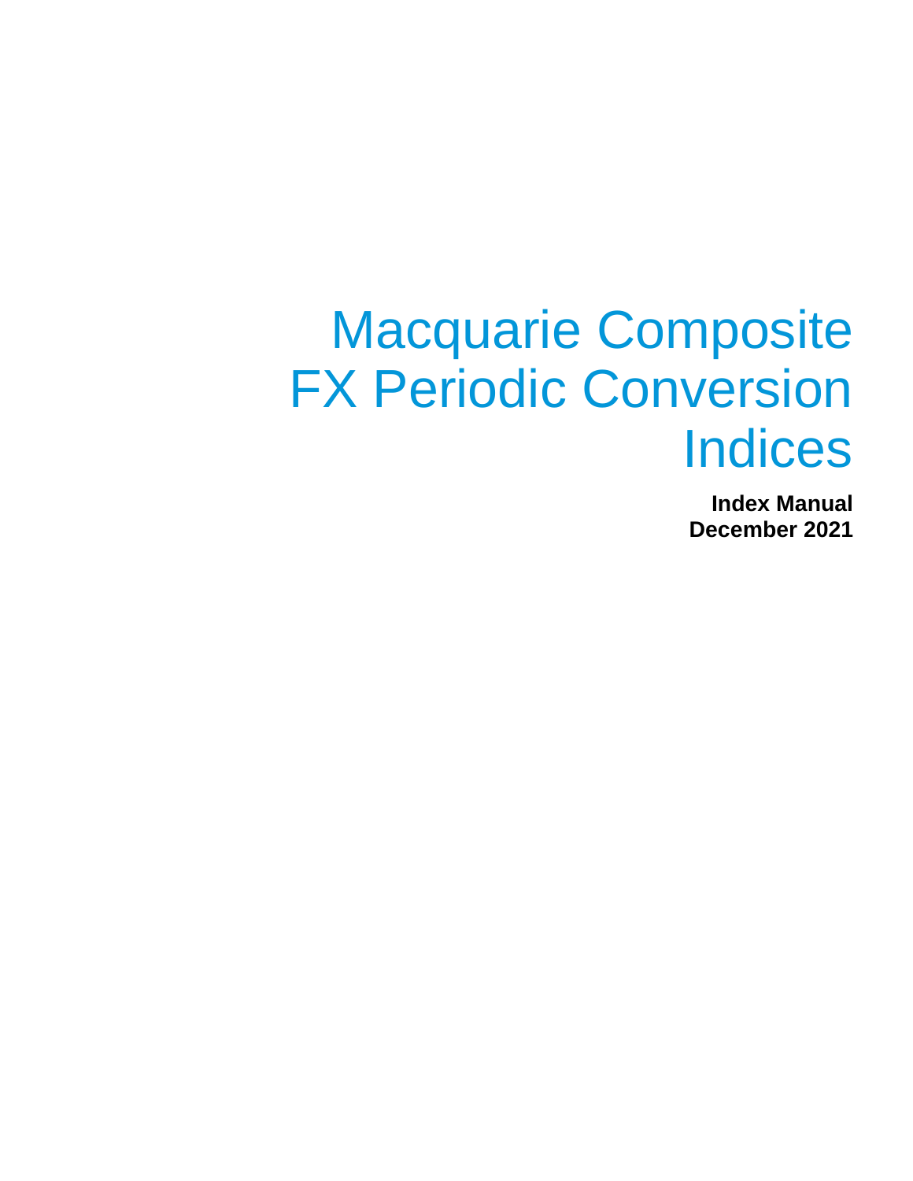# Macquarie Composite FX Periodic Conversion Indices

**Index Manual**
**December 2021**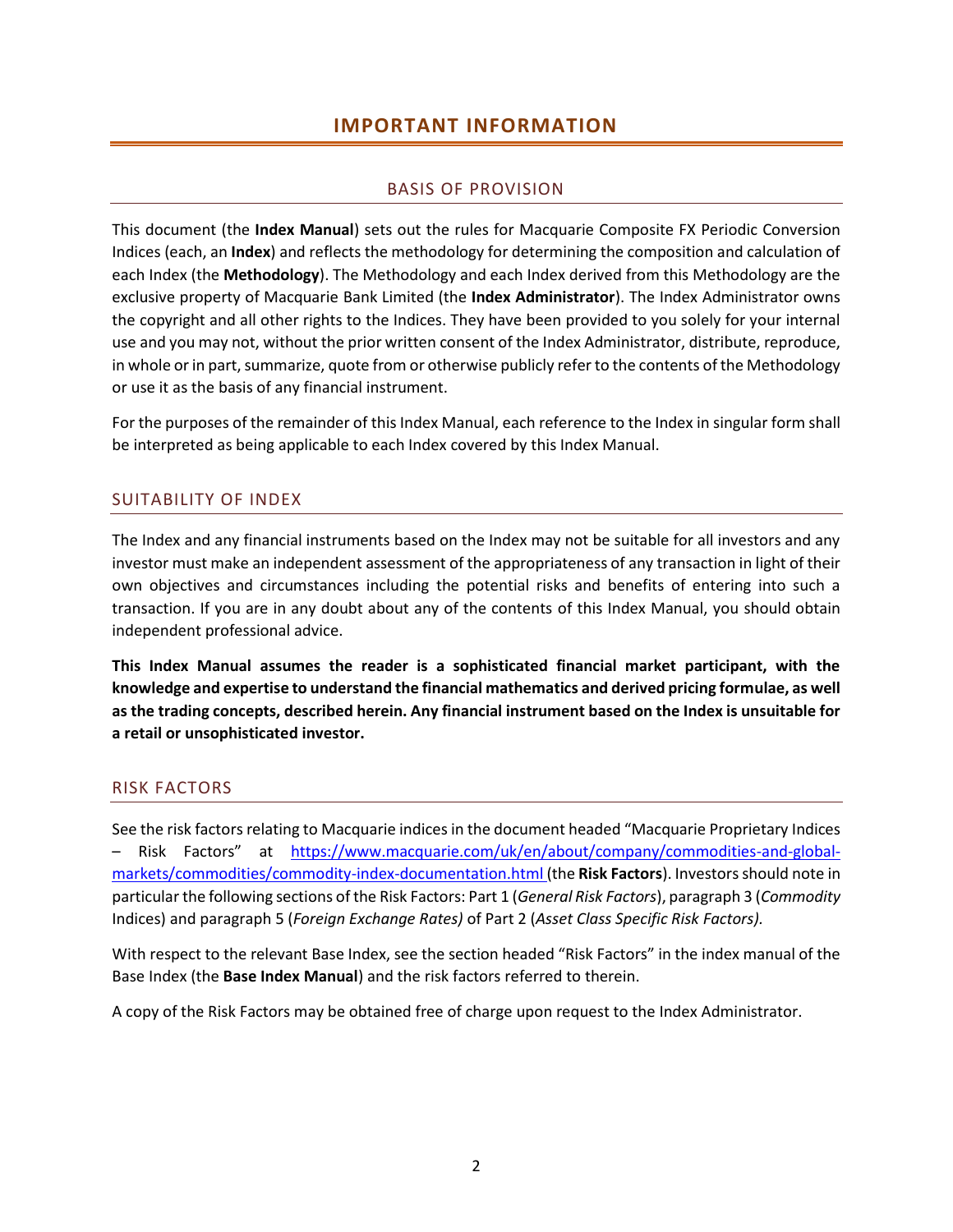# IMPORTANT INFORMATION

## BASIS OF PROVISION

This document (the **Index Manual**) sets out the rules for Macquarie Composite FX Periodic Conversion Indices (each, an **Index**) and reflects the methodology for determining the composition and calculation of each Index (the **Methodology**). The Methodology and each Index derived from this Methodology are the exclusive property of Macquarie Bank Limited (the **Index Administrator**). The Index Administrator owns the copyright and all other rights to the Indices. They have been provided to you solely for your internal use and you may not, without the prior written consent of the Index Administrator, distribute, reproduce, in whole or in part, summarize, quote from or otherwise publicly refer to the contents of the Methodology or use it as the basis of any financial instrument.

For the purposes of the remainder of this Index Manual, each reference to the Index in singular form shall be interpreted as being applicable to each Index covered by this Index Manual.

## SUITABILITY OF INDEX

The Index and any financial instruments based on the Index may not be suitable for all investors and any investor must make an independent assessment of the appropriateness of any transaction in light of their own objectives and circumstances including the potential risks and benefits of entering into such a transaction. If you are in any doubt about any of the contents of this Index Manual, you should obtain independent professional advice.

**This Index Manual assumes the reader is a sophisticated financial market participant, with the knowledge and expertise to understand the financial mathematics and derived pricing formulae, as well as the trading concepts, described herein. Any financial instrument based on the Index is unsuitable for a retail or unsophisticated investor.**

## RISK FACTORS

See the risk factors relating to Macquarie indices in the document headed "Macquarie Proprietary Indices – Risk Factors" at https://www.macquarie.com/uk/en/about/company/commodities-and-global-markets/commodities/commodity-index-documentation.html (the **Risk Factors**). Investors should note in particular the following sections of the Risk Factors: Part 1 (*General Risk Factors*), paragraph 3 (*Commodity* Indices) and paragraph 5 (*Foreign Exchange Rates)* of Part 2 (*Asset Class Specific Risk Factors).*

With respect to the relevant Base Index, see the section headed "Risk Factors" in the index manual of the Base Index (the **Base Index Manual**) and the risk factors referred to therein.

A copy of the Risk Factors may be obtained free of charge upon request to the Index Administrator.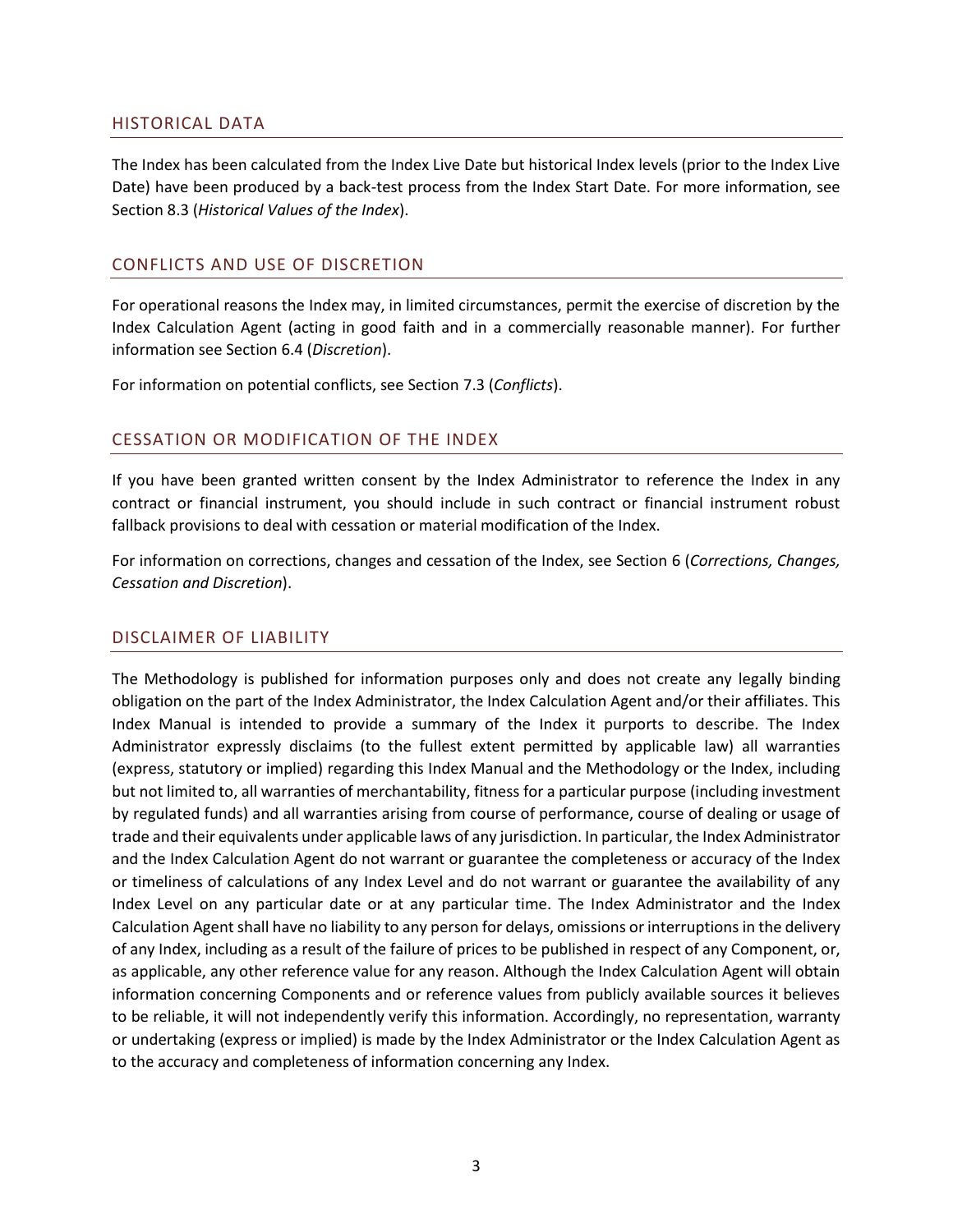## HISTORICAL DATA

The Index has been calculated from the Index Live Date but historical Index levels (prior to the Index Live Date) have been produced by a back-test process from the Index Start Date. For more information, see Section 8.3 (*Historical Values of the Index*).

## CONFLICTS AND USE OF DISCRETION

For operational reasons the Index may, in limited circumstances, permit the exercise of discretion by the Index Calculation Agent (acting in good faith and in a commercially reasonable manner). For further information see Section 6.4 (*Discretion*).

For information on potential conflicts, see Section 7.3 (*Conflicts*).

## CESSATION OR MODIFICATION OF THE INDEX

If you have been granted written consent by the Index Administrator to reference the Index in any contract or financial instrument, you should include in such contract or financial instrument robust fallback provisions to deal with cessation or material modification of the Index.

For information on corrections, changes and cessation of the Index, see Section 6 (*Corrections, Changes, Cessation and Discretion*).

## DISCLAIMER OF LIABILITY

The Methodology is published for information purposes only and does not create any legally binding obligation on the part of the Index Administrator, the Index Calculation Agent and/or their affiliates. This Index Manual is intended to provide a summary of the Index it purports to describe. The Index Administrator expressly disclaims (to the fullest extent permitted by applicable law) all warranties (express, statutory or implied) regarding this Index Manual and the Methodology or the Index, including but not limited to, all warranties of merchantability, fitness for a particular purpose (including investment by regulated funds) and all warranties arising from course of performance, course of dealing or usage of trade and their equivalents under applicable laws of any jurisdiction. In particular, the Index Administrator and the Index Calculation Agent do not warrant or guarantee the completeness or accuracy of the Index or timeliness of calculations of any Index Level and do not warrant or guarantee the availability of any Index Level on any particular date or at any particular time. The Index Administrator and the Index Calculation Agent shall have no liability to any person for delays, omissions or interruptions in the delivery of any Index, including as a result of the failure of prices to be published in respect of any Component, or, as applicable, any other reference value for any reason. Although the Index Calculation Agent will obtain information concerning Components and or reference values from publicly available sources it believes to be reliable, it will not independently verify this information. Accordingly, no representation, warranty or undertaking (express or implied) is made by the Index Administrator or the Index Calculation Agent as to the accuracy and completeness of information concerning any Index.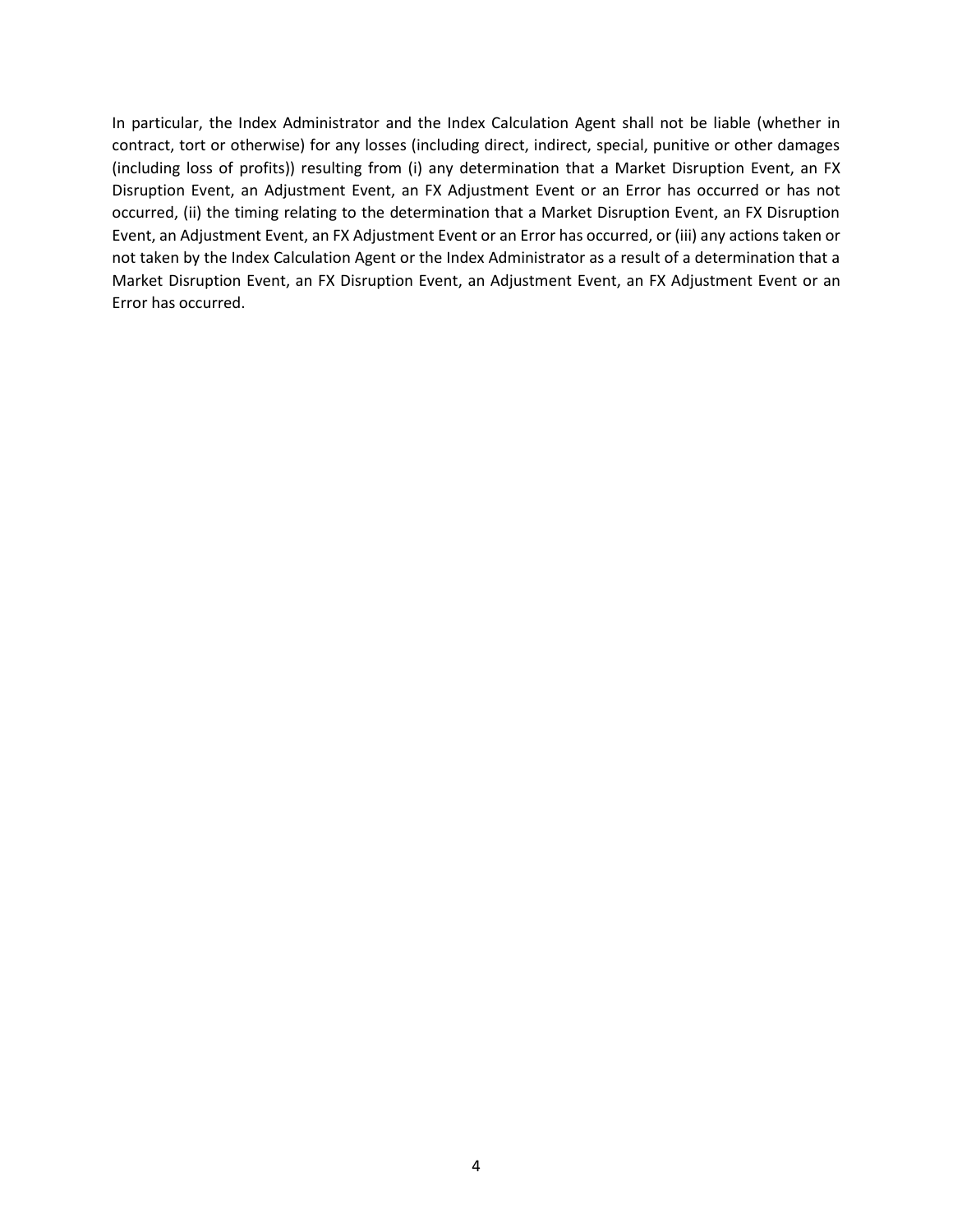In particular, the Index Administrator and the Index Calculation Agent shall not be liable (whether in contract, tort or otherwise) for any losses (including direct, indirect, special, punitive or other damages (including loss of profits)) resulting from (i) any determination that a Market Disruption Event, an FX Disruption Event, an Adjustment Event, an FX Adjustment Event or an Error has occurred or has not occurred, (ii) the timing relating to the determination that a Market Disruption Event, an FX Disruption Event, an Adjustment Event, an FX Adjustment Event or an Error has occurred, or (iii) any actions taken or not taken by the Index Calculation Agent or the Index Administrator as a result of a determination that a Market Disruption Event, an FX Disruption Event, an Adjustment Event, an FX Adjustment Event or an Error has occurred.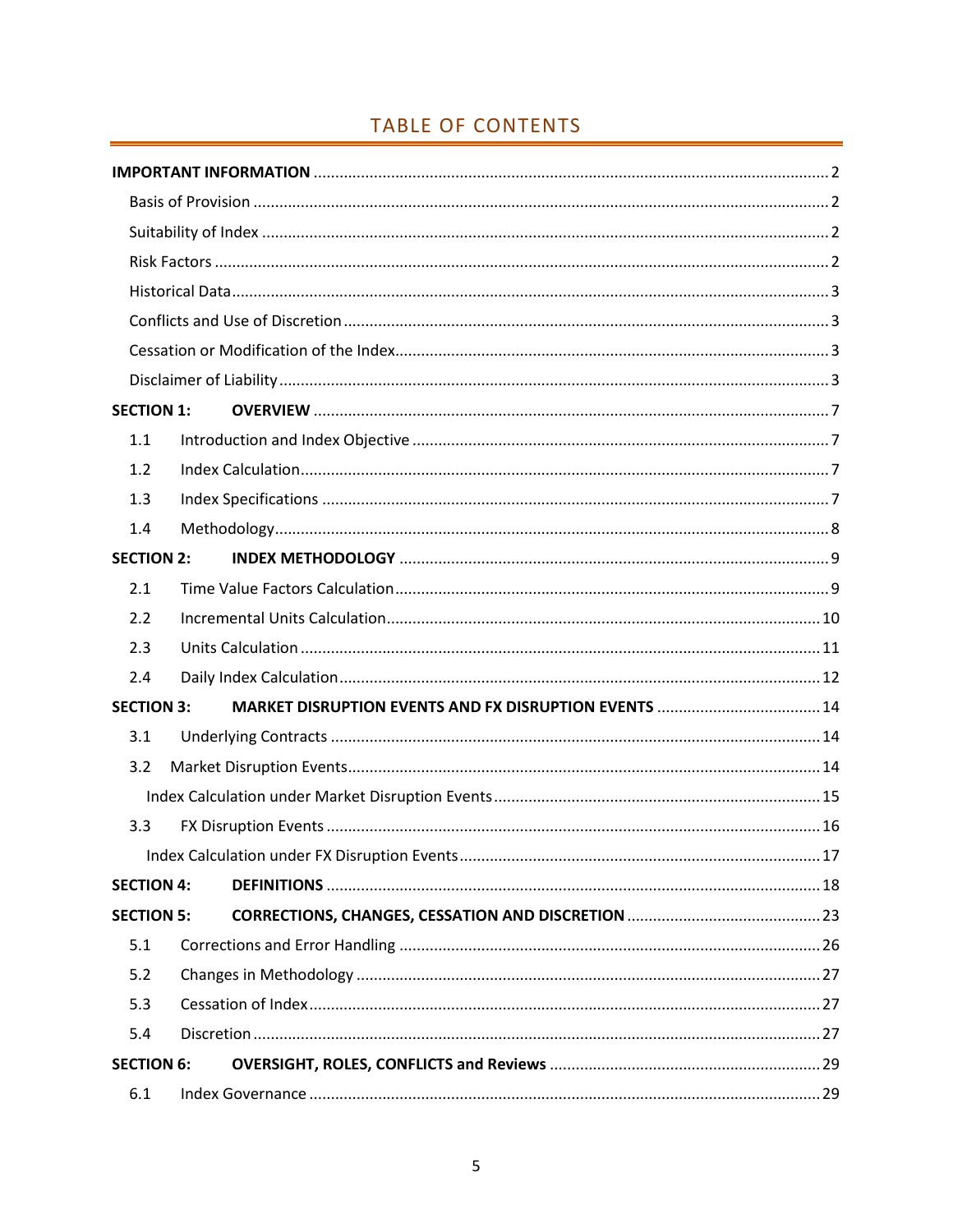# TABLE OF CONTENTS

**IMPORTANT INFORMATION** .......... 2

- Basis of Provision .......... 2
- Suitability of Index .......... 2
- Risk Factors .......... 2
- Historical Data .......... 3
- Conflicts and Use of Discretion .......... 3
- Cessation or Modification of the Index .......... 3
- Disclaimer of Liability .......... 3

**SECTION 1: OVERVIEW** .......... 7

- 1.1 Introduction and Index Objective .......... 7
- 1.2 Index Calculation .......... 7
- 1.3 Index Specifications .......... 7
- 1.4 Methodology .......... 8

**SECTION 2: INDEX METHODOLOGY** .......... 9

- 2.1 Time Value Factors Calculation .......... 9
- 2.2 Incremental Units Calculation .......... 10
- 2.3 Units Calculation .......... 11
- 2.4 Daily Index Calculation .......... 12

**SECTION 3: MARKET DISRUPTION EVENTS AND FX DISRUPTION EVENTS** .......... 14

- 3.1 Underlying Contracts .......... 14
- 3.2 Market Disruption Events .......... 14
  - Index Calculation under Market Disruption Events .......... 15
- 3.3 FX Disruption Events .......... 16
  - Index Calculation under FX Disruption Events .......... 17

**SECTION 4: DEFINITIONS** .......... 18

**SECTION 5: CORRECTIONS, CHANGES, CESSATION AND DISCRETION** .......... 23

- 5.1 Corrections and Error Handling .......... 26
- 5.2 Changes in Methodology .......... 27
- 5.3 Cessation of Index .......... 27
- 5.4 Discretion .......... 27

**SECTION 6: OVERSIGHT, ROLES, CONFLICTS and Reviews** .......... 29

- 6.1 Index Governance .......... 29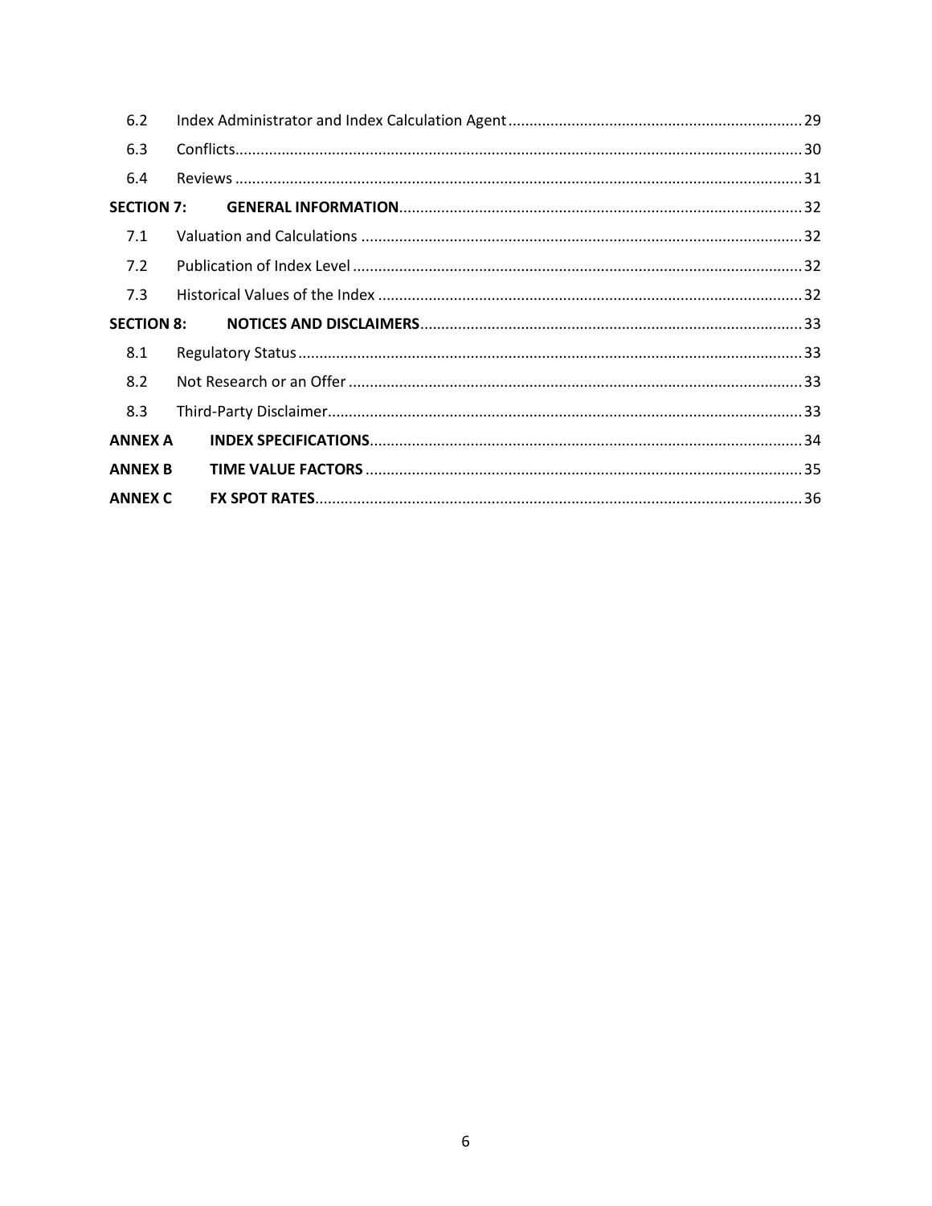| | | |
|---|---|---|
| 6.2 | Index Administrator and Index Calculation Agent | 29 |
| 6.3 | Conflicts | 30 |
| 6.4 | Reviews | 31 |
| **SECTION 7:** | **GENERAL INFORMATION** | 32 |
| 7.1 | Valuation and Calculations | 32 |
| 7.2 | Publication of Index Level | 32 |
| 7.3 | Historical Values of the Index | 32 |
| **SECTION 8:** | **NOTICES AND DISCLAIMERS** | 33 |
| 8.1 | Regulatory Status | 33 |
| 8.2 | Not Research or an Offer | 33 |
| 8.3 | Third-Party Disclaimer | 33 |
| **ANNEX A** | **INDEX SPECIFICATIONS** | 34 |
| **ANNEX B** | **TIME VALUE FACTORS** | 35 |
| **ANNEX C** | **FX SPOT RATES** | 36 |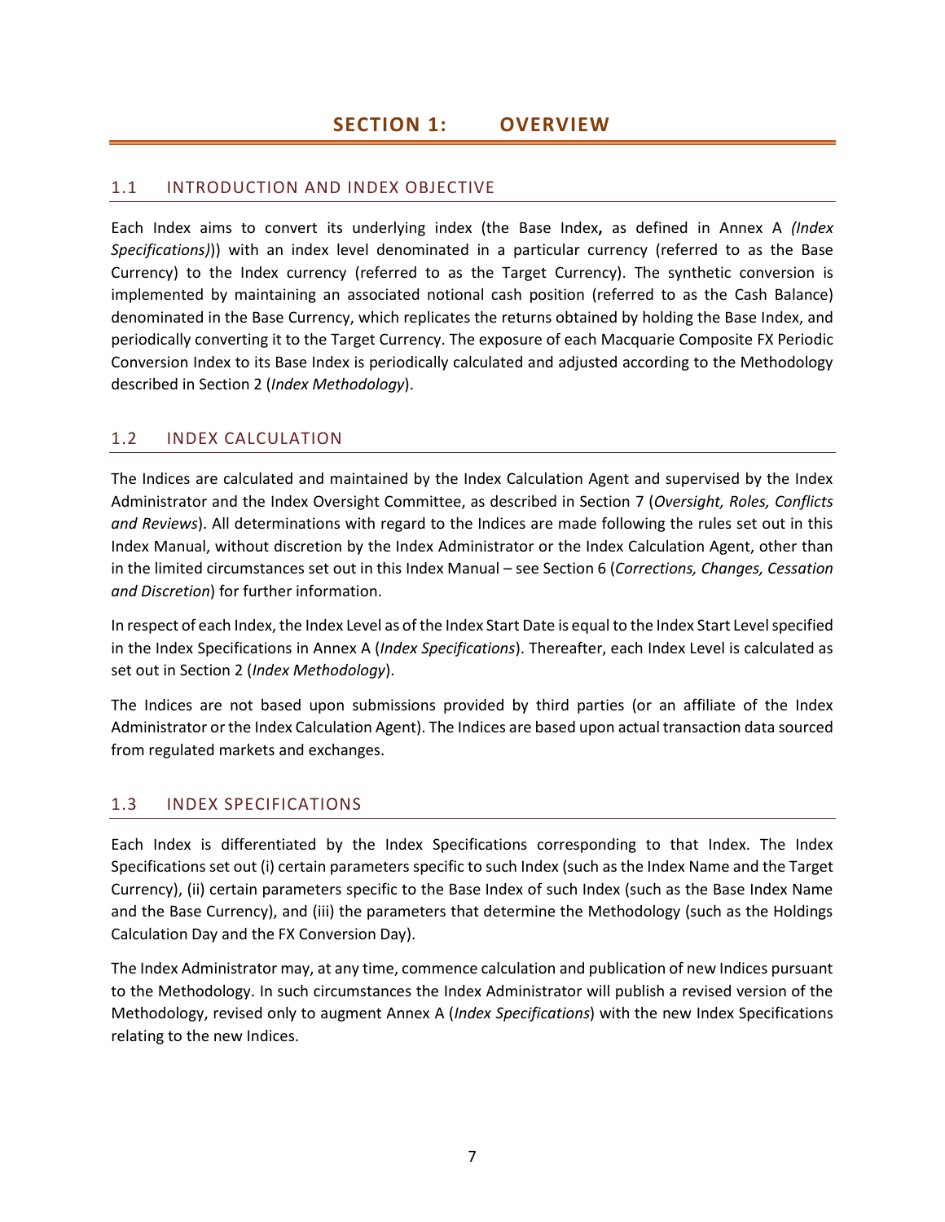# SECTION 1: OVERVIEW

## 1.1 INTRODUCTION AND INDEX OBJECTIVE

Each Index aims to convert its underlying index (the Base Index**,** as defined in Annex A *(Index Specifications)*)) with an index level denominated in a particular currency (referred to as the Base Currency) to the Index currency (referred to as the Target Currency). The synthetic conversion is implemented by maintaining an associated notional cash position (referred to as the Cash Balance) denominated in the Base Currency, which replicates the returns obtained by holding the Base Index, and periodically converting it to the Target Currency. The exposure of each Macquarie Composite FX Periodic Conversion Index to its Base Index is periodically calculated and adjusted according to the Methodology described in Section 2 (*Index Methodology*).

## 1.2 INDEX CALCULATION

The Indices are calculated and maintained by the Index Calculation Agent and supervised by the Index Administrator and the Index Oversight Committee, as described in Section 7 (*Oversight, Roles, Conflicts and Reviews*). All determinations with regard to the Indices are made following the rules set out in this Index Manual, without discretion by the Index Administrator or the Index Calculation Agent, other than in the limited circumstances set out in this Index Manual – see Section 6 (*Corrections, Changes, Cessation and Discretion*) for further information.

In respect of each Index, the Index Level as of the Index Start Date is equal to the Index Start Level specified in the Index Specifications in Annex A (*Index Specifications*). Thereafter, each Index Level is calculated as set out in Section 2 (*Index Methodology*).

The Indices are not based upon submissions provided by third parties (or an affiliate of the Index Administrator or the Index Calculation Agent). The Indices are based upon actual transaction data sourced from regulated markets and exchanges.

## 1.3 INDEX SPECIFICATIONS

Each Index is differentiated by the Index Specifications corresponding to that Index. The Index Specifications set out (i) certain parameters specific to such Index (such as the Index Name and the Target Currency), (ii) certain parameters specific to the Base Index of such Index (such as the Base Index Name and the Base Currency), and (iii) the parameters that determine the Methodology (such as the Holdings Calculation Day and the FX Conversion Day).

The Index Administrator may, at any time, commence calculation and publication of new Indices pursuant to the Methodology. In such circumstances the Index Administrator will publish a revised version of the Methodology, revised only to augment Annex A (*Index Specifications*) with the new Index Specifications relating to the new Indices.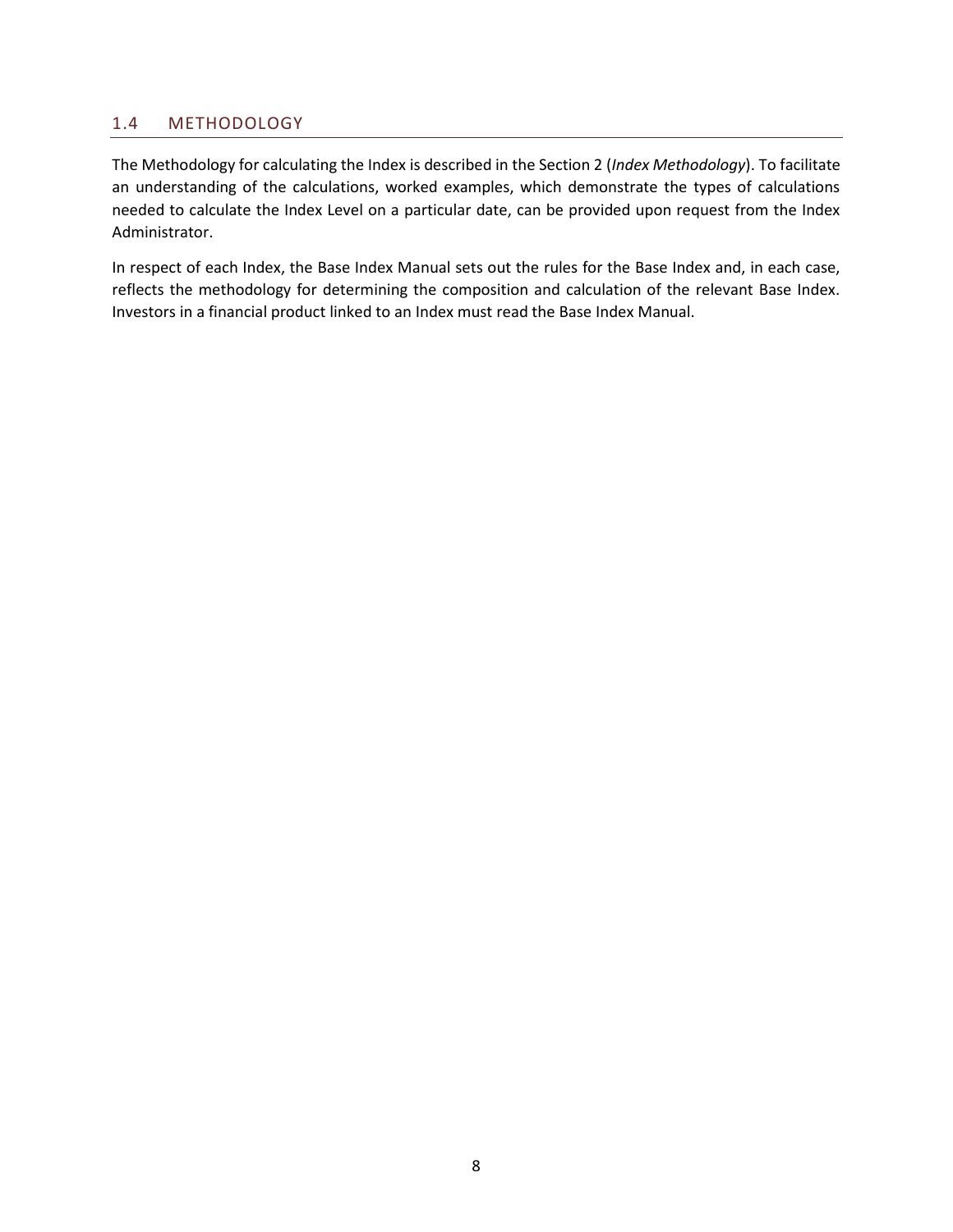## 1.4 METHODOLOGY

The Methodology for calculating the Index is described in the Section 2 (*Index Methodology*). To facilitate an understanding of the calculations, worked examples, which demonstrate the types of calculations needed to calculate the Index Level on a particular date, can be provided upon request from the Index Administrator.

In respect of each Index, the Base Index Manual sets out the rules for the Base Index and, in each case, reflects the methodology for determining the composition and calculation of the relevant Base Index. Investors in a financial product linked to an Index must read the Base Index Manual.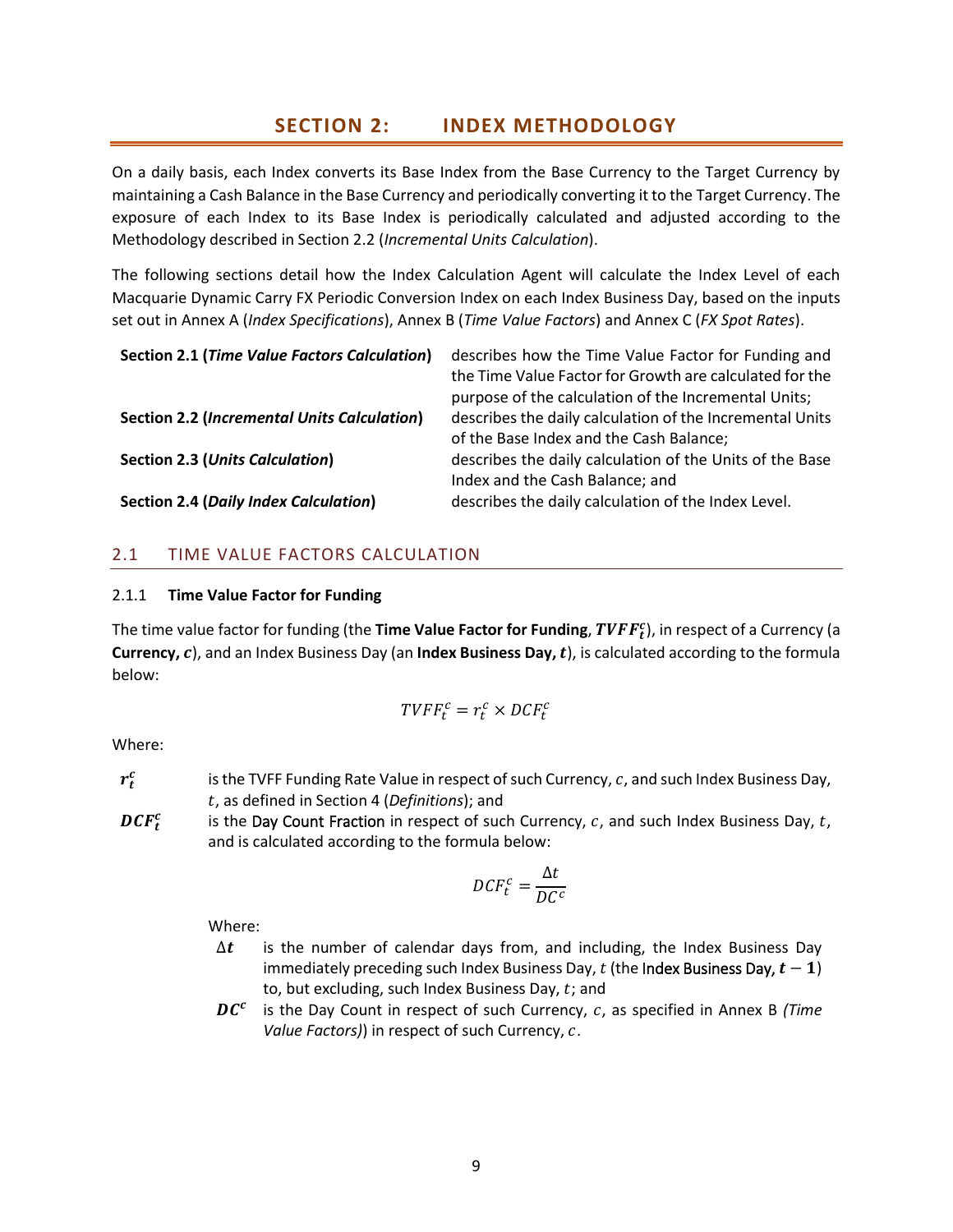# SECTION 2: INDEX METHODOLOGY

On a daily basis, each Index converts its Base Index from the Base Currency to the Target Currency by maintaining a Cash Balance in the Base Currency and periodically converting it to the Target Currency. The exposure of each Index to its Base Index is periodically calculated and adjusted according to the Methodology described in Section 2.2 (*Incremental Units Calculation*).

The following sections detail how the Index Calculation Agent will calculate the Index Level of each Macquarie Dynamic Carry FX Periodic Conversion Index on each Index Business Day, based on the inputs set out in Annex A (*Index Specifications*), Annex B (*Time Value Factors*) and Annex C (*FX Spot Rates*).

| | |
|---|---|
| **Section 2.1 (*Time Value Factors Calculation*)** | describes how the Time Value Factor for Funding and the Time Value Factor for Growth are calculated for the purpose of the calculation of the Incremental Units; |
| **Section 2.2 (*Incremental Units Calculation*)** | describes the daily calculation of the Incremental Units of the Base Index and the Cash Balance; |
| **Section 2.3 (*Units Calculation*)** | describes the daily calculation of the Units of the Base Index and the Cash Balance; and |
| **Section 2.4 (*Daily Index Calculation*)** | describes the daily calculation of the Index Level. |

## 2.1 TIME VALUE FACTORS CALCULATION

### 2.1.1 Time Value Factor for Funding

The time value factor for funding (the **Time Value Factor for Funding**, $\boldsymbol{TVFF_t^c}$), in respect of a Currency (a **Currency,** $\boldsymbol{c}$), and an Index Business Day (an **Index Business Day,** $\boldsymbol{t}$), is calculated according to the formula below:

$$TVFF_t^c = r_t^c \times DCF_t^c$$

Where:

$\boldsymbol{r_t^c}$ is the TVFF Funding Rate Value in respect of such Currency, $c$, and such Index Business Day, $t$, as defined in Section 4 (*Definitions*); and

$\boldsymbol{DCF_t^c}$ is the Day Count Fraction in respect of such Currency, $c$, and such Index Business Day, $t$, and is calculated according to the formula below:

$$DCF_t^c = \frac{\Delta t}{DC^c}$$

Where:

$\boldsymbol{\Delta t}$ is the number of calendar days from, and including, the Index Business Day immediately preceding such Index Business Day, $t$ (the Index Business Day, $\boldsymbol{t-1}$) to, but excluding, such Index Business Day, $t$; and

$\boldsymbol{DC^c}$ is the Day Count in respect of such Currency, $c$, as specified in Annex B *(Time Value Factors)*) in respect of such Currency, $c$.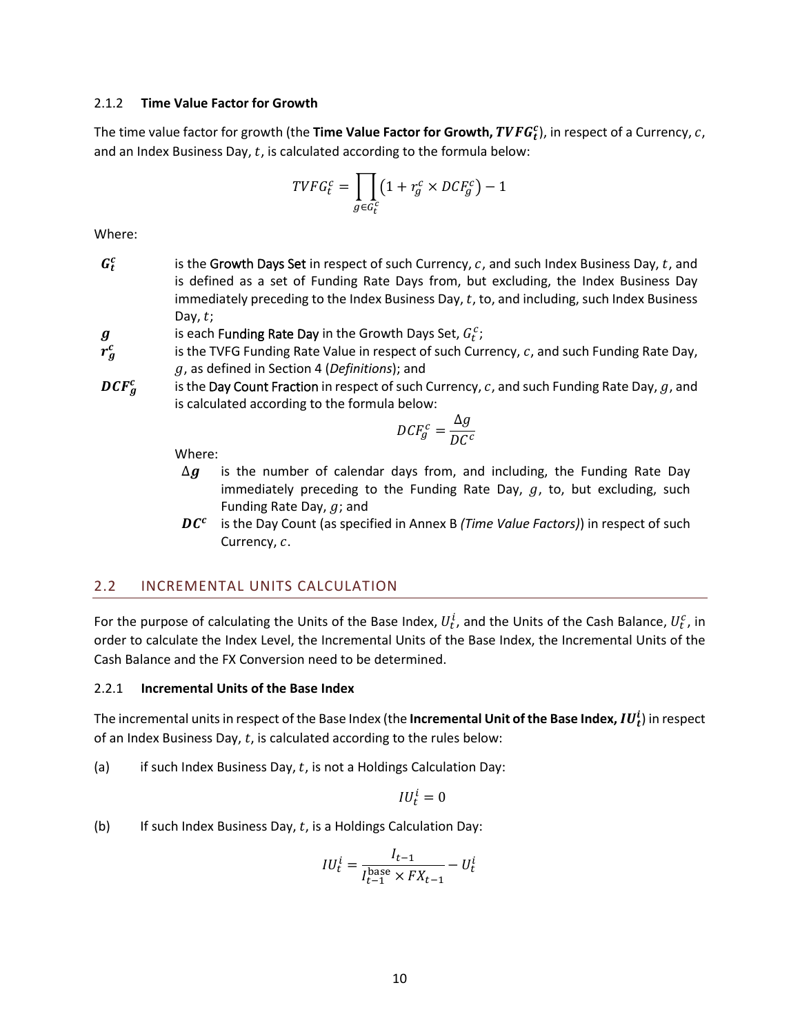### 2.1.2 Time Value Factor for Growth

The time value factor for growth (the **Time Value Factor for Growth, $TVFG_t^c$**), in respect of a Currency, $c$, and an Index Business Day, $t$, is calculated according to the formula below:

$$TVFG_t^c = \prod_{g \in G_t^c} \left(1 + r_g^c \times DCF_g^c\right) - 1$$

Where:

- **$G_t^c$** is the Growth Days Set in respect of such Currency, $c$, and such Index Business Day, $t$, and is defined as a set of Funding Rate Days from, but excluding, the Index Business Day immediately preceding to the Index Business Day, $t$, to, and including, such Index Business Day, $t$;
- **$g$** is each Funding Rate Day in the Growth Days Set, $G_t^c$;
- **$r_g^c$** is the TVFG Funding Rate Value in respect of such Currency, $c$, and such Funding Rate Day, $g$, as defined in Section 4 (*Definitions*); and
- **$DCF_g^c$** is the Day Count Fraction in respect of such Currency, $c$, and such Funding Rate Day, $g$, and is calculated according to the formula below:

$$DCF_g^c = \frac{\Delta g}{DC^c}$$

Where:

- **$\Delta g$** is the number of calendar days from, and including, the Funding Rate Day immediately preceding to the Funding Rate Day, $g$, to, but excluding, such Funding Rate Day, $g$; and
- **$DC^c$** is the Day Count (as specified in Annex B *(Time Value Factors)*) in respect of such Currency, $c$.

## 2.2 INCREMENTAL UNITS CALCULATION

For the purpose of calculating the Units of the Base Index, $U_t^i$, and the Units of the Cash Balance, $U_t^c$, in order to calculate the Index Level, the Incremental Units of the Base Index, the Incremental Units of the Cash Balance and the FX Conversion need to be determined.

### 2.2.1 Incremental Units of the Base Index

The incremental units in respect of the Base Index (the **Incremental Unit of the Base Index, $IU_t^i$**) in respect of an Index Business Day, $t$, is calculated according to the rules below:

(a) if such Index Business Day, $t$, is not a Holdings Calculation Day:

$$IU_t^i = 0$$

(b) If such Index Business Day, $t$, is a Holdings Calculation Day:

$$IU_t^i = \frac{I_{t-1}}{I_{t-1}^{\text{base}} \times FX_{t-1}} - U_t^i$$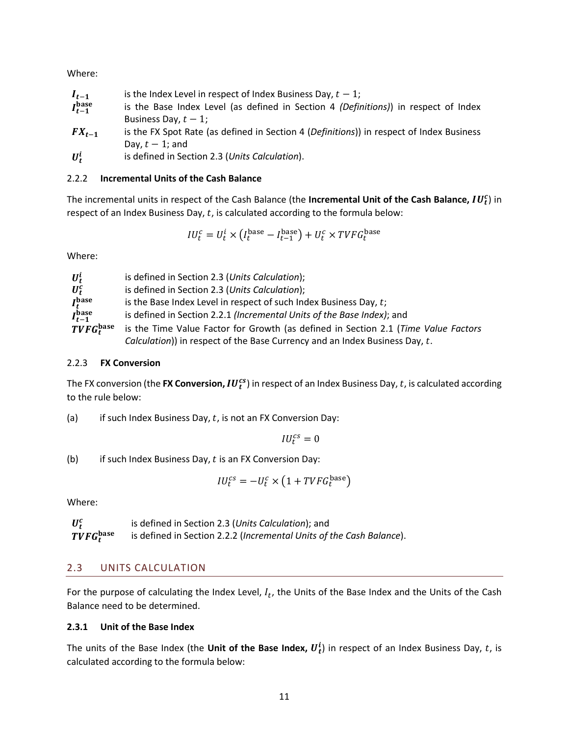Where:

| | |
|---|---|
| $\boldsymbol{I_{t-1}}$ | is the Index Level in respect of Index Business Day, $t-1$; |
| $\boldsymbol{I_{t-1}^{\text{base}}}$ | is the Base Index Level (as defined in Section 4 *(Definitions)*) in respect of Index Business Day, $t-1$; |
| $\boldsymbol{FX_{t-1}}$ | is the FX Spot Rate (as defined in Section 4 (*Definitions*)) in respect of Index Business Day, $t-1$; and |
| $\boldsymbol{U_t^i}$ | is defined in Section 2.3 (*Units Calculation*). |

### 2.2.2 **Incremental Units of the Cash Balance**

The incremental units in respect of the Cash Balance (the **Incremental Unit of the Cash Balance,** $\boldsymbol{IU_t^c}$) in respect of an Index Business Day, $t$, is calculated according to the formula below:

$$IU_t^c = U_t^i \times \left(I_t^{\text{base}} - I_{t-1}^{\text{base}}\right) + U_t^c \times TVFG_t^{\text{base}}$$

Where:

| | |
|---|---|
| $\boldsymbol{U_t^i}$ | is defined in Section 2.3 (*Units Calculation*); |
| $\boldsymbol{U_t^c}$ | is defined in Section 2.3 (*Units Calculation*); |
| $\boldsymbol{I_t^{\text{base}}}$ | is the Base Index Level in respect of such Index Business Day, $t$; |
| $\boldsymbol{I_{t-1}^{\text{base}}}$ | is defined in Section 2.2.1 *(Incremental Units of the Base Index)*; and |
| $\boldsymbol{TVFG_t^{\text{base}}}$ | is the Time Value Factor for Growth (as defined in Section 2.1 (*Time Value Factors Calculation*)) in respect of the Base Currency and an Index Business Day, $t$. |

### 2.2.3 **FX Conversion**

The FX conversion (the **FX Conversion,** $\boldsymbol{IU_t^{cs}}$) in respect of an Index Business Day, $t$, is calculated according to the rule below:

(a) if such Index Business Day, $t$, is not an FX Conversion Day:

$$IU_t^{cs} = 0$$

(b) if such Index Business Day, $t$ is an FX Conversion Day:

$$IU_t^{cs} = -U_t^c \times \left(1 + TVFG_t^{\text{base}}\right)$$

Where:

| | |
|---|---|
| $\boldsymbol{U_t^c}$ | is defined in Section 2.3 (*Units Calculation*); and |
| $\boldsymbol{TVFG_t^{\text{base}}}$ | is defined in Section 2.2.2 (*Incremental Units of the Cash Balance*). |

## 2.3 UNITS CALCULATION

For the purpose of calculating the Index Level, $I_t$, the Units of the Base Index and the Units of the Cash Balance need to be determined.

### **2.3.1 Unit of the Base Index**

The units of the Base Index (the **Unit of the Base Index,** $\boldsymbol{U_t^i}$) in respect of an Index Business Day, $t$, is calculated according to the formula below: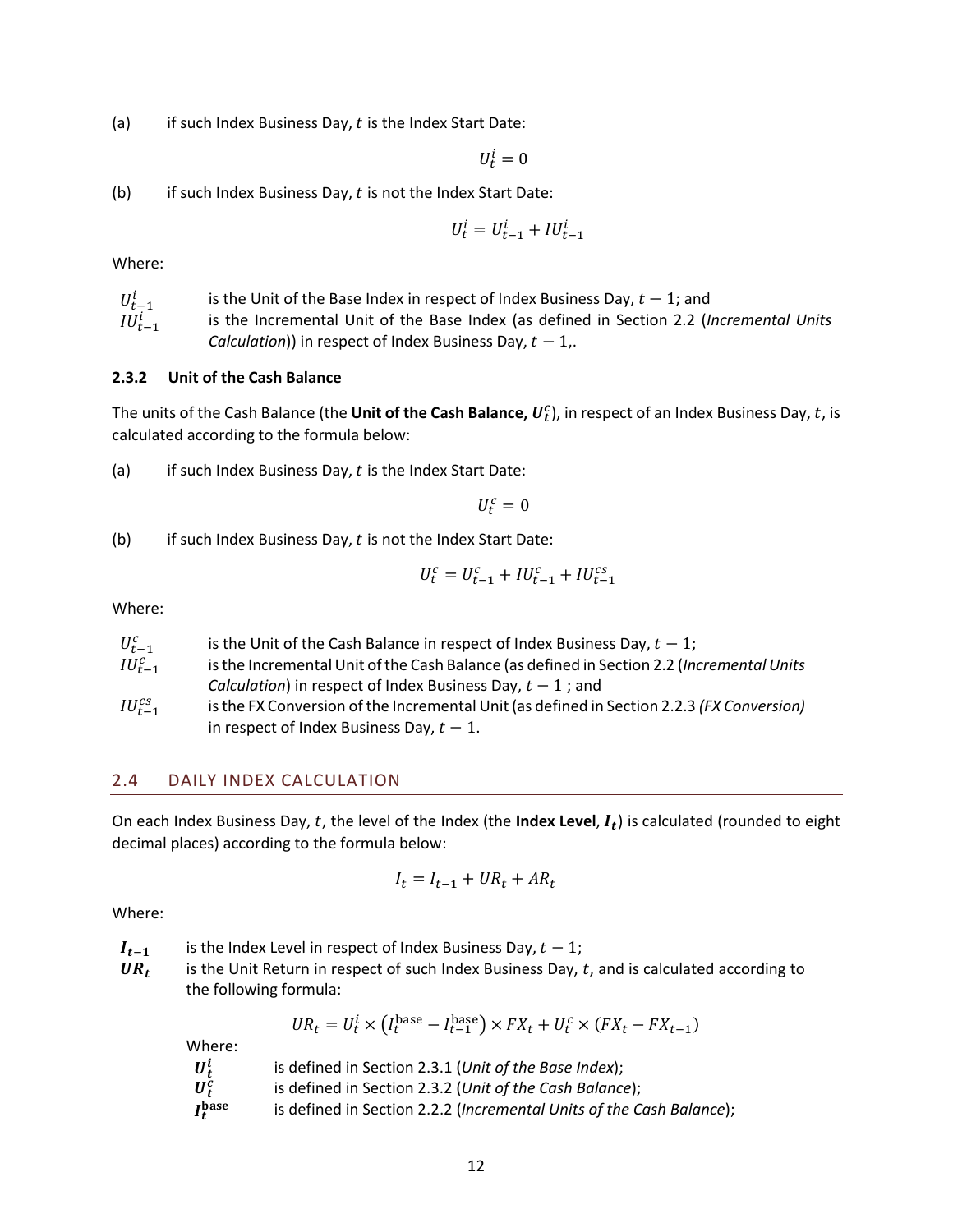(a) if such Index Business Day, $t$ is the Index Start Date:

$$U_t^i = 0$$

(b) if such Index Business Day, $t$ is not the Index Start Date:

$$U_t^i = U_{t-1}^i + IU_{t-1}^i$$

Where:

$U_{t-1}^i$ is the Unit of the Base Index in respect of Index Business Day, $t-1$; and
$IU_{t-1}^i$ is the Incremental Unit of the Base Index (as defined in Section 2.2 (*Incremental Units Calculation*)) in respect of Index Business Day, $t-1$,.

### 2.3.2 Unit of the Cash Balance

The units of the Cash Balance (the **Unit of the Cash Balance, $U_t^c$**), in respect of an Index Business Day, $t$, is calculated according to the formula below:

(a) if such Index Business Day, $t$ is the Index Start Date:

$$U_t^c = 0$$

(b) if such Index Business Day, $t$ is not the Index Start Date:

$$U_t^c = U_{t-1}^c + IU_{t-1}^c + IU_{t-1}^{cs}$$

Where:

$U_{t-1}^c$ is the Unit of the Cash Balance in respect of Index Business Day, $t-1$;
$IU_{t-1}^c$ is the Incremental Unit of the Cash Balance (as defined in Section 2.2 (*Incremental Units Calculation*) in respect of Index Business Day, $t-1$ ; and
$IU_{t-1}^{cs}$ is the FX Conversion of the Incremental Unit (as defined in Section 2.2.3 *(FX Conversion)* in respect of Index Business Day, $t-1$.

## 2.4 DAILY INDEX CALCULATION

On each Index Business Day, $t$, the level of the Index (the **Index Level**, $I_t$) is calculated (rounded to eight decimal places) according to the formula below:

$$I_t = I_{t-1} + UR_t + AR_t$$

Where:

$I_{t-1}$ is the Index Level in respect of Index Business Day, $t-1$;
$UR_t$ is the Unit Return in respect of such Index Business Day, $t$, and is calculated according to the following formula:

$$UR_t = U_t^i \times \left(I_t^{\text{base}} - I_{t-1}^{\text{base}}\right) \times FX_t + U_t^c \times (FX_t - FX_{t-1})$$

Where:
$U_t^i$ is defined in Section 2.3.1 (*Unit of the Base Index*);
$U_t^c$ is defined in Section 2.3.2 (*Unit of the Cash Balance*);
$I_t^{\text{base}}$ is defined in Section 2.2.2 (*Incremental Units of the Cash Balance*);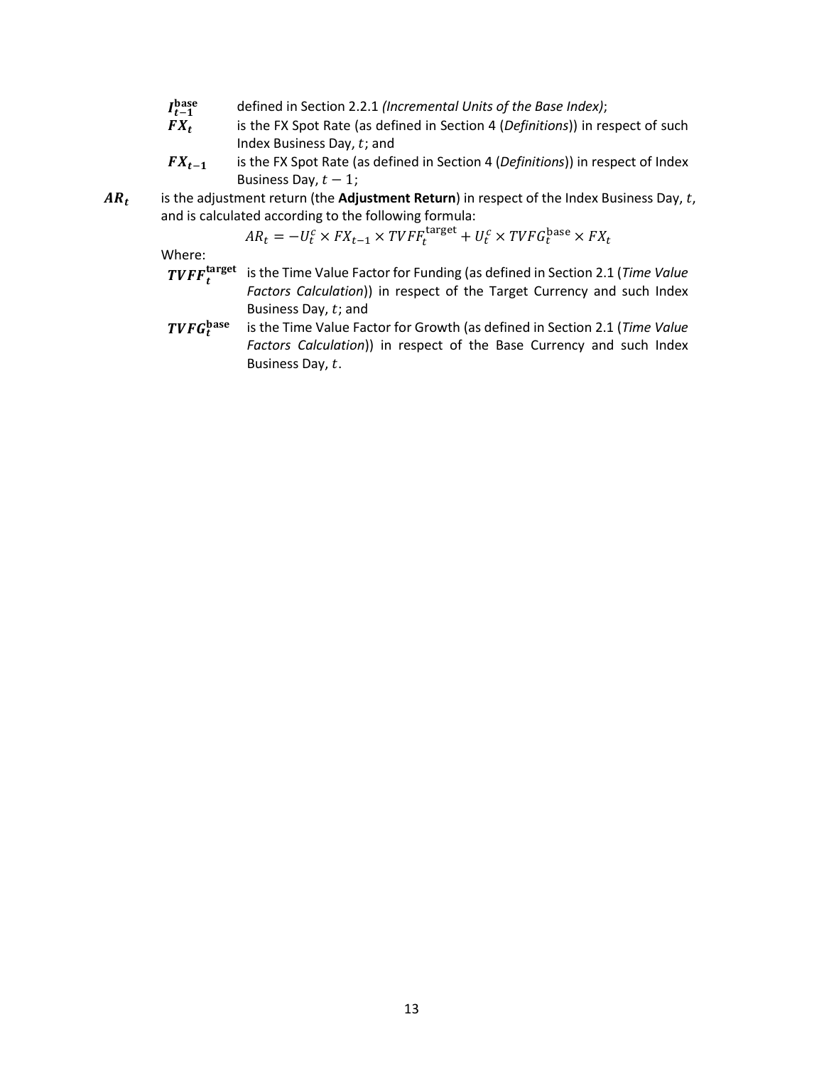$I_{t-1}^{\text{base}}$ defined in Section 2.2.1 *(Incremental Units of the Base Index)*;

$FX_t$ is the FX Spot Rate (as defined in Section 4 (*Definitions*)) in respect of such Index Business Day, $t$; and

$FX_{t-1}$ is the FX Spot Rate (as defined in Section 4 (*Definitions*)) in respect of Index Business Day, $t-1$;

$AR_t$ is the adjustment return (the **Adjustment Return**) in respect of the Index Business Day, $t$, and is calculated according to the following formula:

$$AR_t = -U_t^c \times FX_{t-1} \times TVFF_t^{\text{target}} + U_t^c \times TVFG_t^{\text{base}} \times FX_t$$

Where:

$TVFF_t^{\text{target}}$ is the Time Value Factor for Funding (as defined in Section 2.1 (*Time Value Factors Calculation*)) in respect of the Target Currency and such Index Business Day, $t$; and

$TVFG_t^{\text{base}}$ is the Time Value Factor for Growth (as defined in Section 2.1 (*Time Value Factors Calculation*)) in respect of the Base Currency and such Index Business Day, $t$.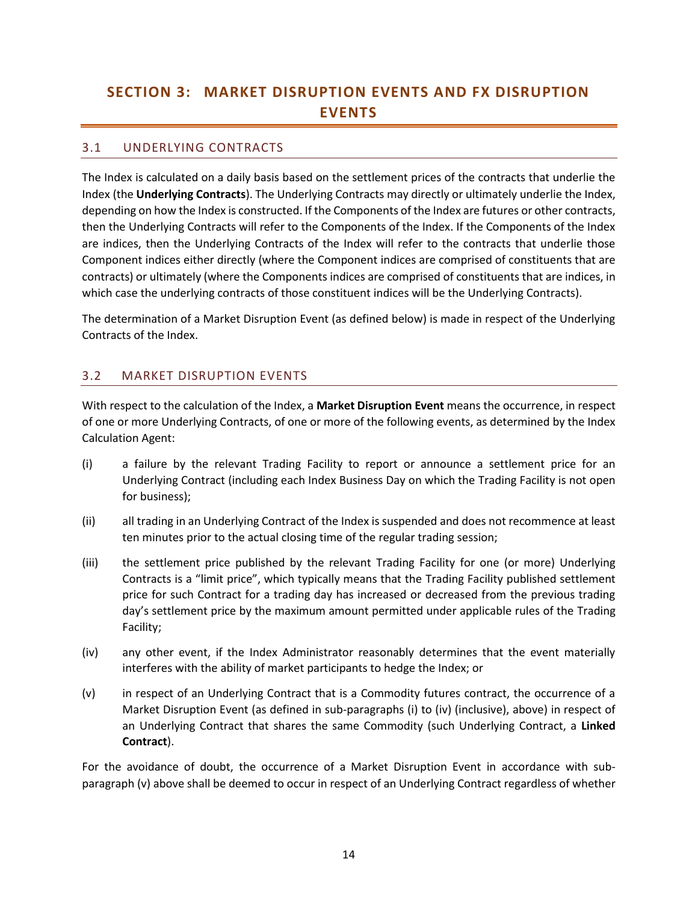# SECTION 3: MARKET DISRUPTION EVENTS AND FX DISRUPTION EVENTS

## 3.1 UNDERLYING CONTRACTS

The Index is calculated on a daily basis based on the settlement prices of the contracts that underlie the Index (the **Underlying Contracts**). The Underlying Contracts may directly or ultimately underlie the Index, depending on how the Index is constructed. If the Components of the Index are futures or other contracts, then the Underlying Contracts will refer to the Components of the Index. If the Components of the Index are indices, then the Underlying Contracts of the Index will refer to the contracts that underlie those Component indices either directly (where the Component indices are comprised of constituents that are contracts) or ultimately (where the Components indices are comprised of constituents that are indices, in which case the underlying contracts of those constituent indices will be the Underlying Contracts).

The determination of a Market Disruption Event (as defined below) is made in respect of the Underlying Contracts of the Index.

## 3.2 MARKET DISRUPTION EVENTS

With respect to the calculation of the Index, a **Market Disruption Event** means the occurrence, in respect of one or more Underlying Contracts, of one or more of the following events, as determined by the Index Calculation Agent:

(i) a failure by the relevant Trading Facility to report or announce a settlement price for an Underlying Contract (including each Index Business Day on which the Trading Facility is not open for business);

(ii) all trading in an Underlying Contract of the Index is suspended and does not recommence at least ten minutes prior to the actual closing time of the regular trading session;

(iii) the settlement price published by the relevant Trading Facility for one (or more) Underlying Contracts is a "limit price", which typically means that the Trading Facility published settlement price for such Contract for a trading day has increased or decreased from the previous trading day's settlement price by the maximum amount permitted under applicable rules of the Trading Facility;

(iv) any other event, if the Index Administrator reasonably determines that the event materially interferes with the ability of market participants to hedge the Index; or

(v) in respect of an Underlying Contract that is a Commodity futures contract, the occurrence of a Market Disruption Event (as defined in sub-paragraphs (i) to (iv) (inclusive), above) in respect of an Underlying Contract that shares the same Commodity (such Underlying Contract, a **Linked Contract**).

For the avoidance of doubt, the occurrence of a Market Disruption Event in accordance with sub-paragraph (v) above shall be deemed to occur in respect of an Underlying Contract regardless of whether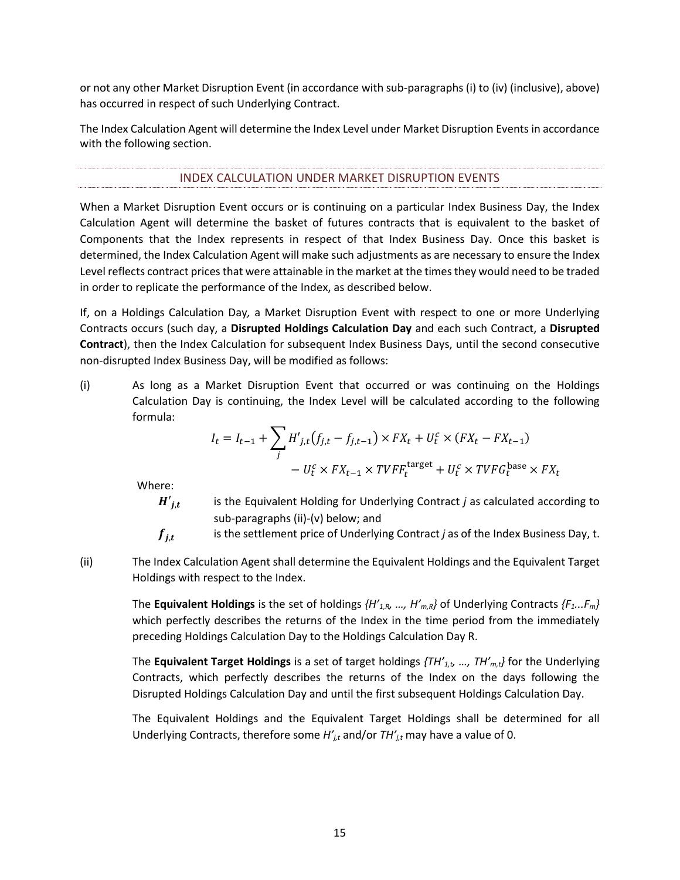or not any other Market Disruption Event (in accordance with sub-paragraphs (i) to (iv) (inclusive), above) has occurred in respect of such Underlying Contract.

The Index Calculation Agent will determine the Index Level under Market Disruption Events in accordance with the following section.

## INDEX CALCULATION UNDER MARKET DISRUPTION EVENTS

When a Market Disruption Event occurs or is continuing on a particular Index Business Day, the Index Calculation Agent will determine the basket of futures contracts that is equivalent to the basket of Components that the Index represents in respect of that Index Business Day. Once this basket is determined, the Index Calculation Agent will make such adjustments as are necessary to ensure the Index Level reflects contract prices that were attainable in the market at the times they would need to be traded in order to replicate the performance of the Index, as described below.

If, on a Holdings Calculation Day*,* a Market Disruption Event with respect to one or more Underlying Contracts occurs (such day, a **Disrupted Holdings Calculation Day** and each such Contract, a **Disrupted Contract**), then the Index Calculation for subsequent Index Business Days, until the second consecutive non-disrupted Index Business Day, will be modified as follows:

(i) As long as a Market Disruption Event that occurred or was continuing on the Holdings Calculation Day is continuing, the Index Level will be calculated according to the following formula:

$$I_t = I_{t-1} + \sum_j H'_{j,t}\left(f_{j,t} - f_{j,t-1}\right) \times FX_t + U_t^c \times (FX_t - FX_{t-1}) - U_t^c \times FX_{t-1} \times TVFF_t^{\text{target}} + U_t^c \times TVFG_t^{\text{base}} \times FX_t$$

Where:

$H'_{j,t}$ is the Equivalent Holding for Underlying Contract *j* as calculated according to sub-paragraphs (ii)-(v) below; and

$f_{j,t}$ is the settlement price of Underlying Contract *j* as of the Index Business Day, t.

(ii) The Index Calculation Agent shall determine the Equivalent Holdings and the Equivalent Target Holdings with respect to the Index.

The **Equivalent Holdings** is the set of holdings $\{H'_{1,R}, \ldots, H'_{m,R}\}$ of Underlying Contracts $\{F_1 \ldots F_m\}$ which perfectly describes the returns of the Index in the time period from the immediately preceding Holdings Calculation Day to the Holdings Calculation Day R.

The **Equivalent Target Holdings** is a set of target holdings $\{TH'_{1,t}, \ldots, TH'_{m,t}\}$ for the Underlying Contracts, which perfectly describes the returns of the Index on the days following the Disrupted Holdings Calculation Day and until the first subsequent Holdings Calculation Day.

The Equivalent Holdings and the Equivalent Target Holdings shall be determined for all Underlying Contracts, therefore some $H'_{j,t}$ and/or $TH'_{j,t}$ may have a value of 0.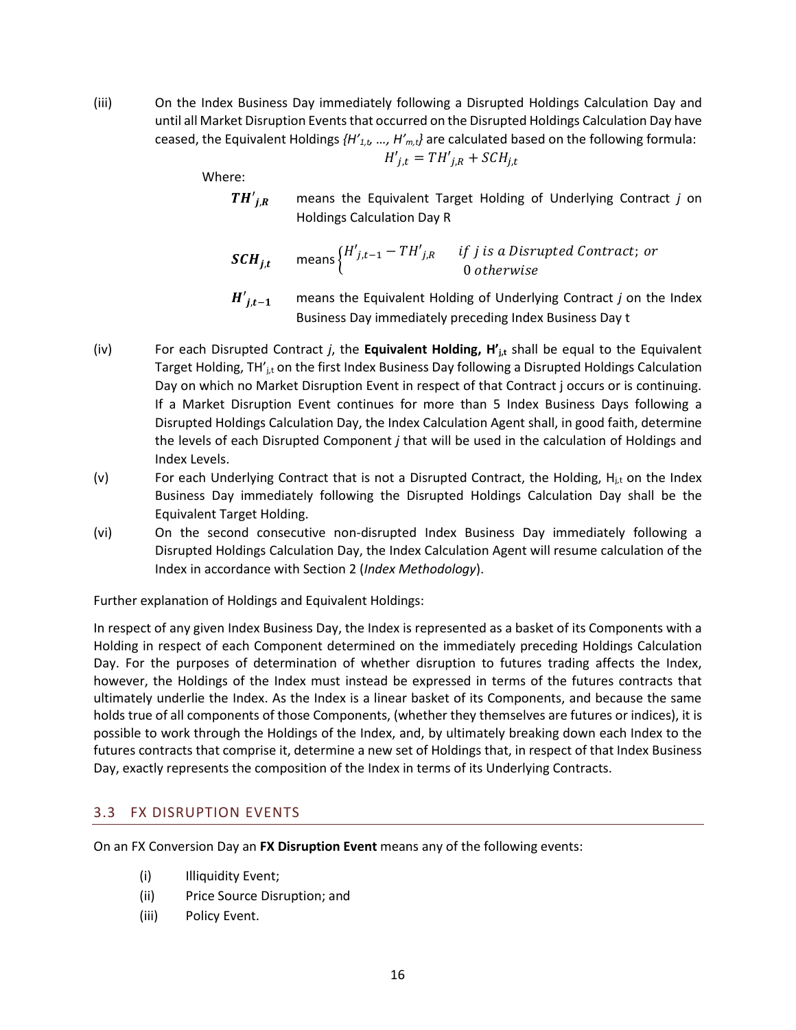(iii) On the Index Business Day immediately following a Disrupted Holdings Calculation Day and until all Market Disruption Events that occurred on the Disrupted Holdings Calculation Day have ceased, the Equivalent Holdings $\{H'_{1,t}, \ldots, H'_{m,t}\}$ are calculated based on the following formula:

$$H'_{j,t} = TH'_{j,R} + SCH_{j,t}$$

Where:

$\boldsymbol{TH'_{j,R}}$ means the Equivalent Target Holding of Underlying Contract *j* on Holdings Calculation Day R

$\boldsymbol{SCH_{j,t}}$ means $\begin{cases} H'_{j,t-1} - TH'_{j,R} & \text{if } j \text{ is a Disrupted Contract; or} \\ 0 \text{ otherwise} \end{cases}$

$\boldsymbol{H'_{j,t-1}}$ means the Equivalent Holding of Underlying Contract *j* on the Index Business Day immediately preceding Index Business Day t

(iv) For each Disrupted Contract *j*, the **Equivalent Holding, $H'_{j,t}$** shall be equal to the Equivalent Target Holding, $TH'_{j,t}$ on the first Index Business Day following a Disrupted Holdings Calculation Day on which no Market Disruption Event in respect of that Contract j occurs or is continuing. If a Market Disruption Event continues for more than 5 Index Business Days following a Disrupted Holdings Calculation Day, the Index Calculation Agent shall, in good faith, determine the levels of each Disrupted Component *j* that will be used in the calculation of Holdings and Index Levels.

(v) For each Underlying Contract that is not a Disrupted Contract, the Holding, $H_{j,t}$ on the Index Business Day immediately following the Disrupted Holdings Calculation Day shall be the Equivalent Target Holding.

(vi) On the second consecutive non-disrupted Index Business Day immediately following a Disrupted Holdings Calculation Day, the Index Calculation Agent will resume calculation of the Index in accordance with Section 2 (*Index Methodology*).

Further explanation of Holdings and Equivalent Holdings:

In respect of any given Index Business Day, the Index is represented as a basket of its Components with a Holding in respect of each Component determined on the immediately preceding Holdings Calculation Day. For the purposes of determination of whether disruption to futures trading affects the Index, however, the Holdings of the Index must instead be expressed in terms of the futures contracts that ultimately underlie the Index. As the Index is a linear basket of its Components, and because the same holds true of all components of those Components, (whether they themselves are futures or indices), it is possible to work through the Holdings of the Index, and, by ultimately breaking down each Index to the futures contracts that comprise it, determine a new set of Holdings that, in respect of that Index Business Day, exactly represents the composition of the Index in terms of its Underlying Contracts.

## 3.3 FX DISRUPTION EVENTS

On an FX Conversion Day an **FX Disruption Event** means any of the following events:

(i) Illiquidity Event;
(ii) Price Source Disruption; and
(iii) Policy Event.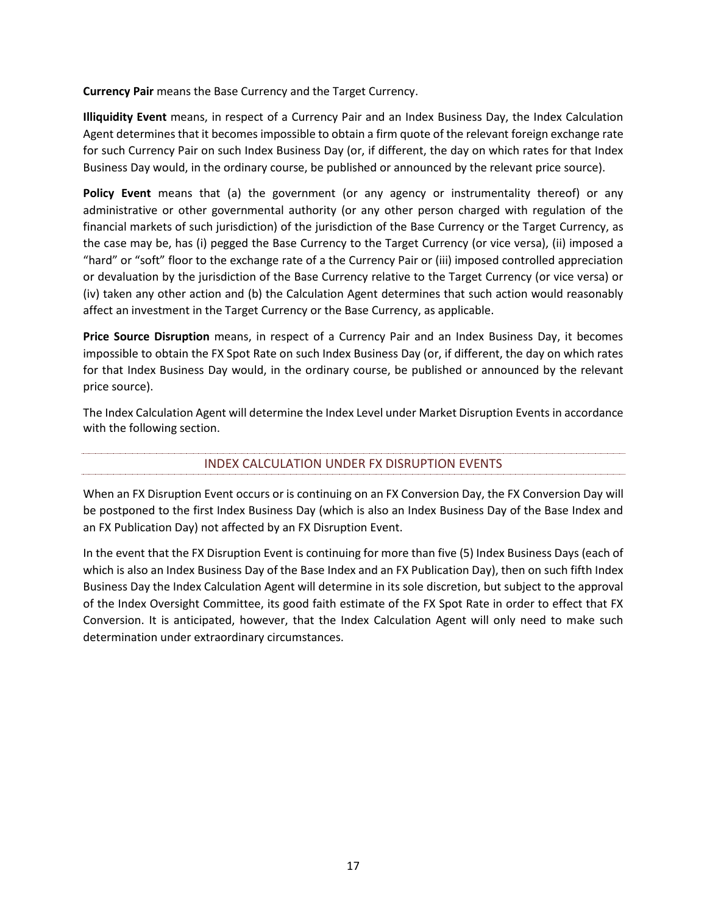**Currency Pair** means the Base Currency and the Target Currency.

**Illiquidity Event** means, in respect of a Currency Pair and an Index Business Day, the Index Calculation Agent determines that it becomes impossible to obtain a firm quote of the relevant foreign exchange rate for such Currency Pair on such Index Business Day (or, if different, the day on which rates for that Index Business Day would, in the ordinary course, be published or announced by the relevant price source).

**Policy Event** means that (a) the government (or any agency or instrumentality thereof) or any administrative or other governmental authority (or any other person charged with regulation of the financial markets of such jurisdiction) of the jurisdiction of the Base Currency or the Target Currency, as the case may be, has (i) pegged the Base Currency to the Target Currency (or vice versa), (ii) imposed a "hard" or "soft" floor to the exchange rate of a the Currency Pair or (iii) imposed controlled appreciation or devaluation by the jurisdiction of the Base Currency relative to the Target Currency (or vice versa) or (iv) taken any other action and (b) the Calculation Agent determines that such action would reasonably affect an investment in the Target Currency or the Base Currency, as applicable.

**Price Source Disruption** means, in respect of a Currency Pair and an Index Business Day, it becomes impossible to obtain the FX Spot Rate on such Index Business Day (or, if different, the day on which rates for that Index Business Day would, in the ordinary course, be published or announced by the relevant price source).

The Index Calculation Agent will determine the Index Level under Market Disruption Events in accordance with the following section.

## INDEX CALCULATION UNDER FX DISRUPTION EVENTS

When an FX Disruption Event occurs or is continuing on an FX Conversion Day, the FX Conversion Day will be postponed to the first Index Business Day (which is also an Index Business Day of the Base Index and an FX Publication Day) not affected by an FX Disruption Event.

In the event that the FX Disruption Event is continuing for more than five (5) Index Business Days (each of which is also an Index Business Day of the Base Index and an FX Publication Day), then on such fifth Index Business Day the Index Calculation Agent will determine in its sole discretion, but subject to the approval of the Index Oversight Committee, its good faith estimate of the FX Spot Rate in order to effect that FX Conversion. It is anticipated, however, that the Index Calculation Agent will only need to make such determination under extraordinary circumstances.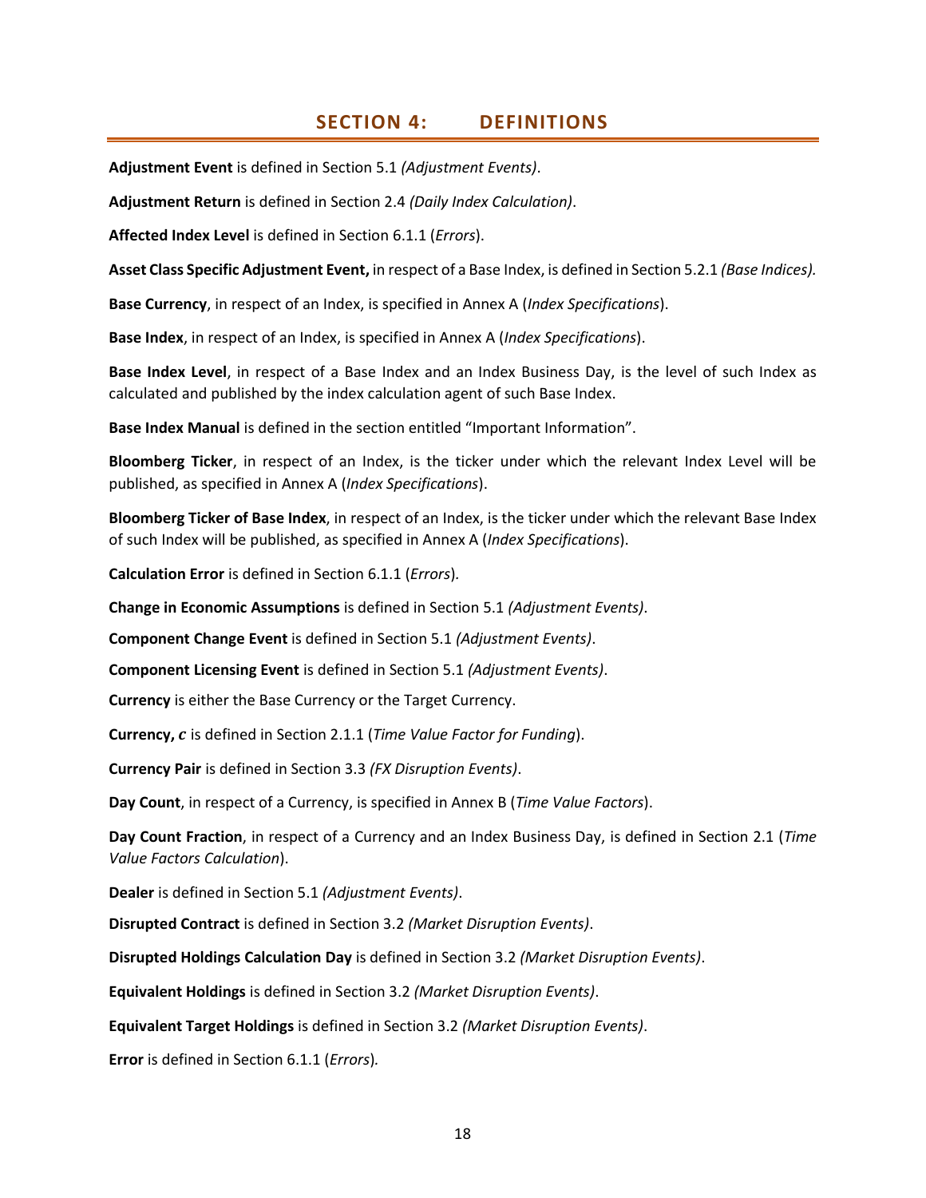# SECTION 4: DEFINITIONS

**Adjustment Event** is defined in Section 5.1 *(Adjustment Events)*.

**Adjustment Return** is defined in Section 2.4 *(Daily Index Calculation)*.

**Affected Index Level** is defined in Section 6.1.1 (*Errors*).

**Asset Class Specific Adjustment Event,** in respect of a Base Index, is defined in Section 5.2.1 *(Base Indices).*

**Base Currency**, in respect of an Index, is specified in Annex A (*Index Specifications*).

**Base Index**, in respect of an Index, is specified in Annex A (*Index Specifications*).

**Base Index Level**, in respect of a Base Index and an Index Business Day, is the level of such Index as calculated and published by the index calculation agent of such Base Index.

**Base Index Manual** is defined in the section entitled "Important Information".

**Bloomberg Ticker**, in respect of an Index, is the ticker under which the relevant Index Level will be published, as specified in Annex A (*Index Specifications*).

**Bloomberg Ticker of Base Index**, in respect of an Index, is the ticker under which the relevant Base Index of such Index will be published, as specified in Annex A (*Index Specifications*).

**Calculation Error** is defined in Section 6.1.1 (*Errors*).

**Change in Economic Assumptions** is defined in Section 5.1 *(Adjustment Events)*.

**Component Change Event** is defined in Section 5.1 *(Adjustment Events)*.

**Component Licensing Event** is defined in Section 5.1 *(Adjustment Events)*.

**Currency** is either the Base Currency or the Target Currency.

**Currency, $c$** is defined in Section 2.1.1 (*Time Value Factor for Funding*).

**Currency Pair** is defined in Section 3.3 *(FX Disruption Events)*.

**Day Count**, in respect of a Currency, is specified in Annex B (*Time Value Factors*).

**Day Count Fraction**, in respect of a Currency and an Index Business Day, is defined in Section 2.1 (*Time Value Factors Calculation*).

**Dealer** is defined in Section 5.1 *(Adjustment Events)*.

**Disrupted Contract** is defined in Section 3.2 *(Market Disruption Events)*.

**Disrupted Holdings Calculation Day** is defined in Section 3.2 *(Market Disruption Events)*.

**Equivalent Holdings** is defined in Section 3.2 *(Market Disruption Events)*.

**Equivalent Target Holdings** is defined in Section 3.2 *(Market Disruption Events)*.

**Error** is defined in Section 6.1.1 (*Errors*).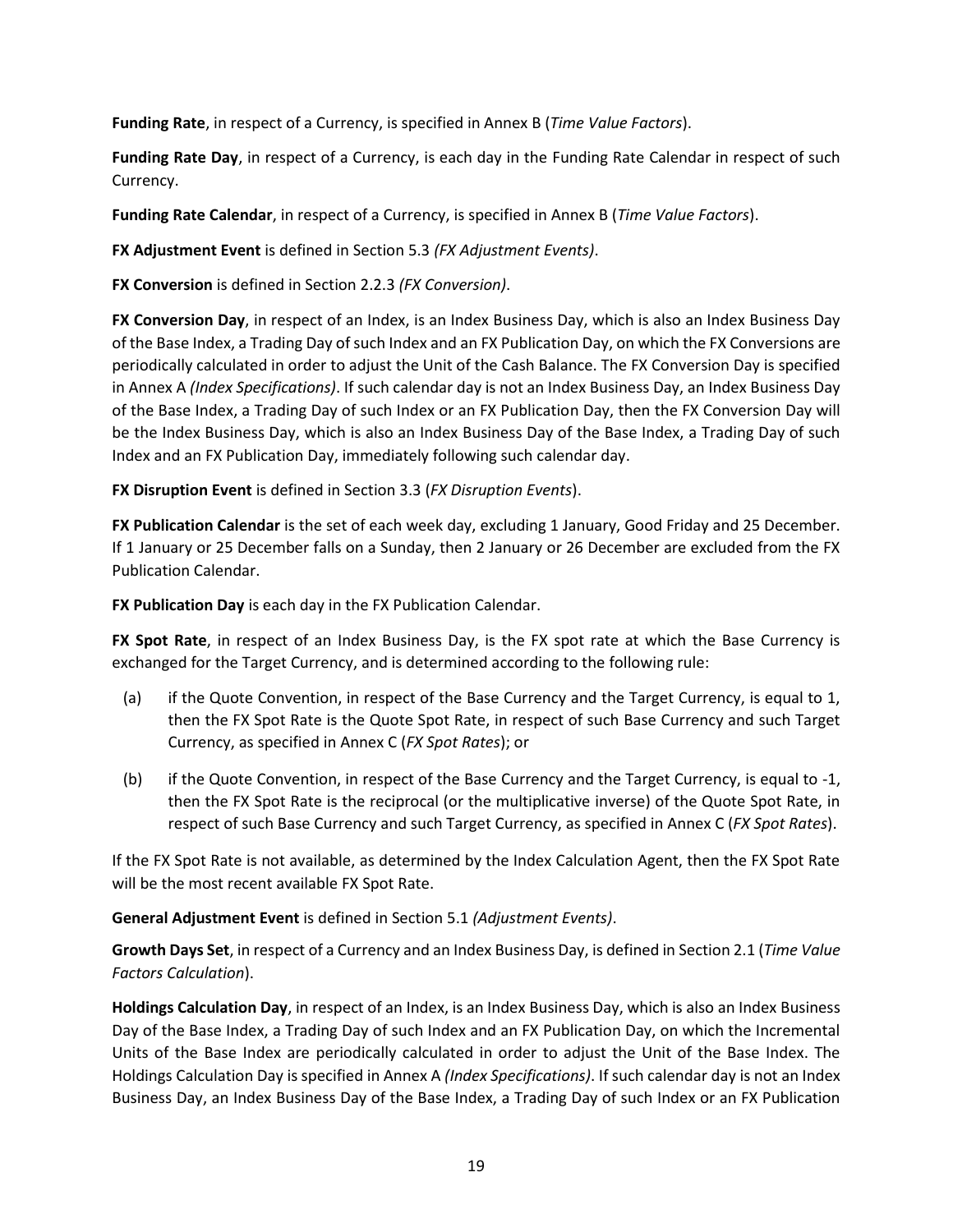**Funding Rate**, in respect of a Currency, is specified in Annex B (*Time Value Factors*).

**Funding Rate Day**, in respect of a Currency, is each day in the Funding Rate Calendar in respect of such Currency.

**Funding Rate Calendar**, in respect of a Currency, is specified in Annex B (*Time Value Factors*).

**FX Adjustment Event** is defined in Section 5.3 *(FX Adjustment Events)*.

**FX Conversion** is defined in Section 2.2.3 *(FX Conversion)*.

**FX Conversion Day**, in respect of an Index, is an Index Business Day, which is also an Index Business Day of the Base Index, a Trading Day of such Index and an FX Publication Day, on which the FX Conversions are periodically calculated in order to adjust the Unit of the Cash Balance. The FX Conversion Day is specified in Annex A *(Index Specifications)*. If such calendar day is not an Index Business Day, an Index Business Day of the Base Index, a Trading Day of such Index or an FX Publication Day, then the FX Conversion Day will be the Index Business Day, which is also an Index Business Day of the Base Index, a Trading Day of such Index and an FX Publication Day, immediately following such calendar day.

**FX Disruption Event** is defined in Section 3.3 (*FX Disruption Events*).

**FX Publication Calendar** is the set of each week day, excluding 1 January, Good Friday and 25 December. If 1 January or 25 December falls on a Sunday, then 2 January or 26 December are excluded from the FX Publication Calendar.

**FX Publication Day** is each day in the FX Publication Calendar.

**FX Spot Rate**, in respect of an Index Business Day, is the FX spot rate at which the Base Currency is exchanged for the Target Currency, and is determined according to the following rule:

(a) if the Quote Convention, in respect of the Base Currency and the Target Currency, is equal to 1, then the FX Spot Rate is the Quote Spot Rate, in respect of such Base Currency and such Target Currency, as specified in Annex C (*FX Spot Rates*); or

(b) if the Quote Convention, in respect of the Base Currency and the Target Currency, is equal to -1, then the FX Spot Rate is the reciprocal (or the multiplicative inverse) of the Quote Spot Rate, in respect of such Base Currency and such Target Currency, as specified in Annex C (*FX Spot Rates*).

If the FX Spot Rate is not available, as determined by the Index Calculation Agent, then the FX Spot Rate will be the most recent available FX Spot Rate.

**General Adjustment Event** is defined in Section 5.1 *(Adjustment Events)*.

**Growth Days Set**, in respect of a Currency and an Index Business Day, is defined in Section 2.1 (*Time Value Factors Calculation*).

**Holdings Calculation Day**, in respect of an Index, is an Index Business Day, which is also an Index Business Day of the Base Index, a Trading Day of such Index and an FX Publication Day, on which the Incremental Units of the Base Index are periodically calculated in order to adjust the Unit of the Base Index. The Holdings Calculation Day is specified in Annex A *(Index Specifications)*. If such calendar day is not an Index Business Day, an Index Business Day of the Base Index, a Trading Day of such Index or an FX Publication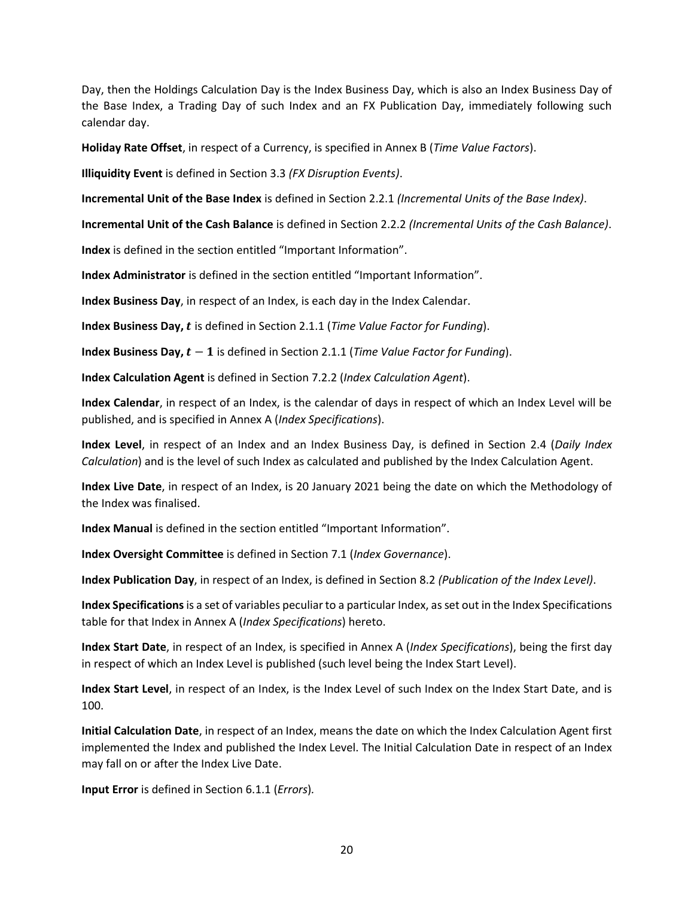Day, then the Holdings Calculation Day is the Index Business Day, which is also an Index Business Day of the Base Index, a Trading Day of such Index and an FX Publication Day, immediately following such calendar day.

**Holiday Rate Offset**, in respect of a Currency, is specified in Annex B (*Time Value Factors*).

**Illiquidity Event** is defined in Section 3.3 *(FX Disruption Events)*.

**Incremental Unit of the Base Index** is defined in Section 2.2.1 *(Incremental Units of the Base Index)*.

**Incremental Unit of the Cash Balance** is defined in Section 2.2.2 *(Incremental Units of the Cash Balance)*.

**Index** is defined in the section entitled "Important Information".

**Index Administrator** is defined in the section entitled "Important Information".

**Index Business Day**, in respect of an Index, is each day in the Index Calendar.

**Index Business Day, $t$** is defined in Section 2.1.1 (*Time Value Factor for Funding*).

**Index Business Day, $t-1$** is defined in Section 2.1.1 (*Time Value Factor for Funding*).

**Index Calculation Agent** is defined in Section 7.2.2 (*Index Calculation Agent*).

**Index Calendar**, in respect of an Index, is the calendar of days in respect of which an Index Level will be published, and is specified in Annex A (*Index Specifications*).

**Index Level**, in respect of an Index and an Index Business Day, is defined in Section 2.4 (*Daily Index Calculation*) and is the level of such Index as calculated and published by the Index Calculation Agent.

**Index Live Date**, in respect of an Index, is 20 January 2021 being the date on which the Methodology of the Index was finalised.

**Index Manual** is defined in the section entitled "Important Information".

**Index Oversight Committee** is defined in Section 7.1 (*Index Governance*).

**Index Publication Day**, in respect of an Index, is defined in Section 8.2 *(Publication of the Index Level)*.

**Index Specifications** is a set of variables peculiar to a particular Index, as set out in the Index Specifications table for that Index in Annex A (*Index Specifications*) hereto.

**Index Start Date**, in respect of an Index, is specified in Annex A (*Index Specifications*), being the first day in respect of which an Index Level is published (such level being the Index Start Level).

**Index Start Level**, in respect of an Index, is the Index Level of such Index on the Index Start Date, and is 100.

**Initial Calculation Date**, in respect of an Index, means the date on which the Index Calculation Agent first implemented the Index and published the Index Level. The Initial Calculation Date in respect of an Index may fall on or after the Index Live Date.

**Input Error** is defined in Section 6.1.1 (*Errors*).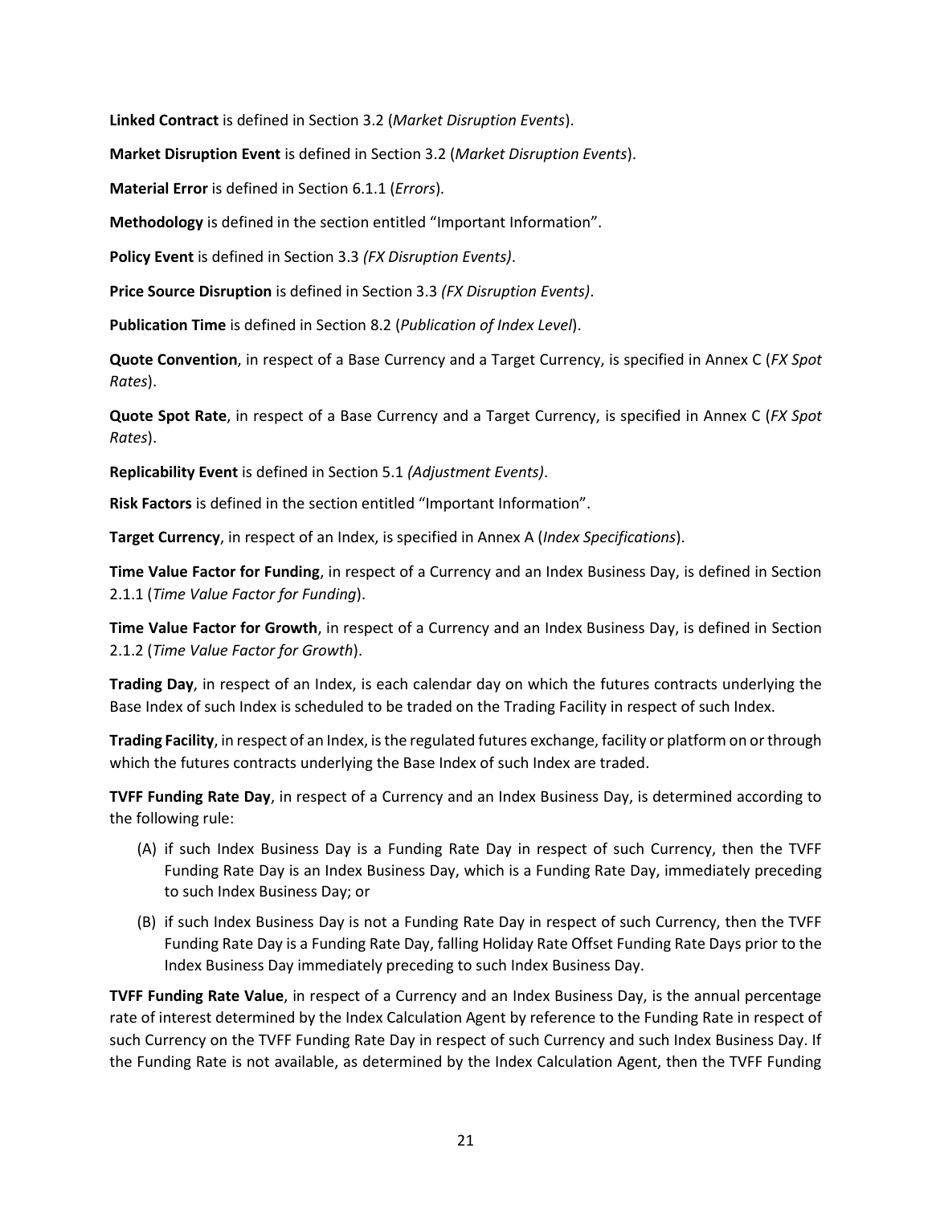**Linked Contract** is defined in Section 3.2 (*Market Disruption Events*).

**Market Disruption Event** is defined in Section 3.2 (*Market Disruption Events*).

**Material Error** is defined in Section 6.1.1 (*Errors*).

**Methodology** is defined in the section entitled "Important Information".

**Policy Event** is defined in Section 3.3 *(FX Disruption Events)*.

**Price Source Disruption** is defined in Section 3.3 *(FX Disruption Events)*.

**Publication Time** is defined in Section 8.2 (*Publication of Index Level*).

**Quote Convention**, in respect of a Base Currency and a Target Currency, is specified in Annex C (*FX Spot Rates*).

**Quote Spot Rate**, in respect of a Base Currency and a Target Currency, is specified in Annex C (*FX Spot Rates*).

**Replicability Event** is defined in Section 5.1 *(Adjustment Events)*.

**Risk Factors** is defined in the section entitled "Important Information".

**Target Currency**, in respect of an Index, is specified in Annex A (*Index Specifications*).

**Time Value Factor for Funding**, in respect of a Currency and an Index Business Day, is defined in Section 2.1.1 (*Time Value Factor for Funding*).

**Time Value Factor for Growth**, in respect of a Currency and an Index Business Day, is defined in Section 2.1.2 (*Time Value Factor for Growth*).

**Trading Day**, in respect of an Index, is each calendar day on which the futures contracts underlying the Base Index of such Index is scheduled to be traded on the Trading Facility in respect of such Index.

**Trading Facility**, in respect of an Index, is the regulated futures exchange, facility or platform on or through which the futures contracts underlying the Base Index of such Index are traded.

**TVFF Funding Rate Day**, in respect of a Currency and an Index Business Day, is determined according to the following rule:

(A) if such Index Business Day is a Funding Rate Day in respect of such Currency, then the TVFF Funding Rate Day is an Index Business Day, which is a Funding Rate Day, immediately preceding to such Index Business Day; or

(B) if such Index Business Day is not a Funding Rate Day in respect of such Currency, then the TVFF Funding Rate Day is a Funding Rate Day, falling Holiday Rate Offset Funding Rate Days prior to the Index Business Day immediately preceding to such Index Business Day.

**TVFF Funding Rate Value**, in respect of a Currency and an Index Business Day, is the annual percentage rate of interest determined by the Index Calculation Agent by reference to the Funding Rate in respect of such Currency on the TVFF Funding Rate Day in respect of such Currency and such Index Business Day. If the Funding Rate is not available, as determined by the Index Calculation Agent, then the TVFF Funding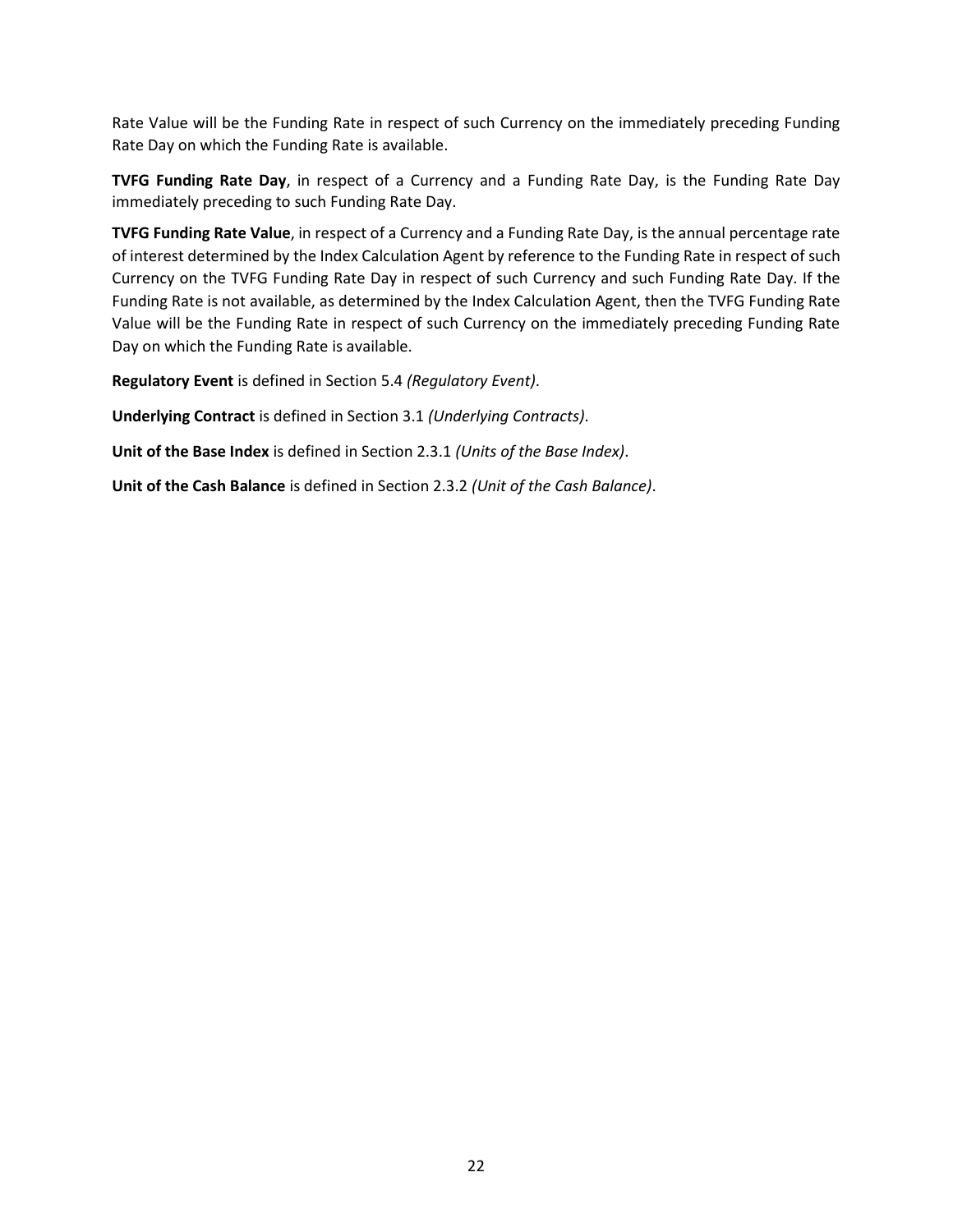Rate Value will be the Funding Rate in respect of such Currency on the immediately preceding Funding Rate Day on which the Funding Rate is available.

**TVFG Funding Rate Day**, in respect of a Currency and a Funding Rate Day, is the Funding Rate Day immediately preceding to such Funding Rate Day.

**TVFG Funding Rate Value**, in respect of a Currency and a Funding Rate Day, is the annual percentage rate of interest determined by the Index Calculation Agent by reference to the Funding Rate in respect of such Currency on the TVFG Funding Rate Day in respect of such Currency and such Funding Rate Day. If the Funding Rate is not available, as determined by the Index Calculation Agent, then the TVFG Funding Rate Value will be the Funding Rate in respect of such Currency on the immediately preceding Funding Rate Day on which the Funding Rate is available.

**Regulatory Event** is defined in Section 5.4 *(Regulatory Event)*.

**Underlying Contract** is defined in Section 3.1 *(Underlying Contracts)*.

**Unit of the Base Index** is defined in Section 2.3.1 *(Units of the Base Index)*.

**Unit of the Cash Balance** is defined in Section 2.3.2 *(Unit of the Cash Balance)*.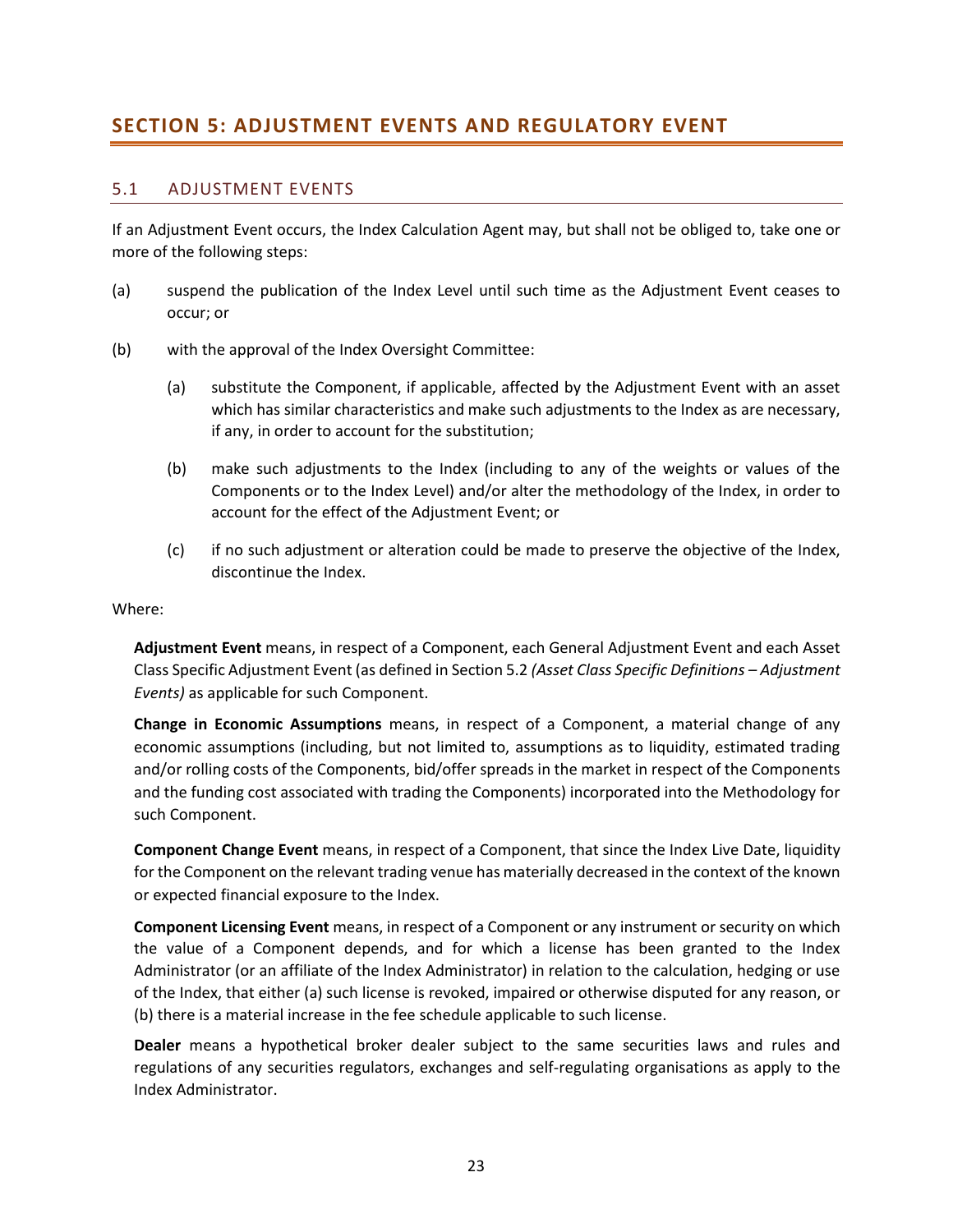# SECTION 5: ADJUSTMENT EVENTS AND REGULATORY EVENT

## 5.1 ADJUSTMENT EVENTS

If an Adjustment Event occurs, the Index Calculation Agent may, but shall not be obliged to, take one or more of the following steps:

(a) suspend the publication of the Index Level until such time as the Adjustment Event ceases to occur; or

(b) with the approval of the Index Oversight Committee:

   (a) substitute the Component, if applicable, affected by the Adjustment Event with an asset which has similar characteristics and make such adjustments to the Index as are necessary, if any, in order to account for the substitution;

   (b) make such adjustments to the Index (including to any of the weights or values of the Components or to the Index Level) and/or alter the methodology of the Index, in order to account for the effect of the Adjustment Event; or

   (c) if no such adjustment or alteration could be made to preserve the objective of the Index, discontinue the Index.

Where:

**Adjustment Event** means, in respect of a Component, each General Adjustment Event and each Asset Class Specific Adjustment Event (as defined in Section 5.2 *(Asset Class Specific Definitions – Adjustment Events)* as applicable for such Component.

**Change in Economic Assumptions** means, in respect of a Component, a material change of any economic assumptions (including, but not limited to, assumptions as to liquidity, estimated trading and/or rolling costs of the Components, bid/offer spreads in the market in respect of the Components and the funding cost associated with trading the Components) incorporated into the Methodology for such Component.

**Component Change Event** means, in respect of a Component, that since the Index Live Date, liquidity for the Component on the relevant trading venue has materially decreased in the context of the known or expected financial exposure to the Index.

**Component Licensing Event** means, in respect of a Component or any instrument or security on which the value of a Component depends, and for which a license has been granted to the Index Administrator (or an affiliate of the Index Administrator) in relation to the calculation, hedging or use of the Index, that either (a) such license is revoked, impaired or otherwise disputed for any reason, or (b) there is a material increase in the fee schedule applicable to such license.

**Dealer** means a hypothetical broker dealer subject to the same securities laws and rules and regulations of any securities regulators, exchanges and self-regulating organisations as apply to the Index Administrator.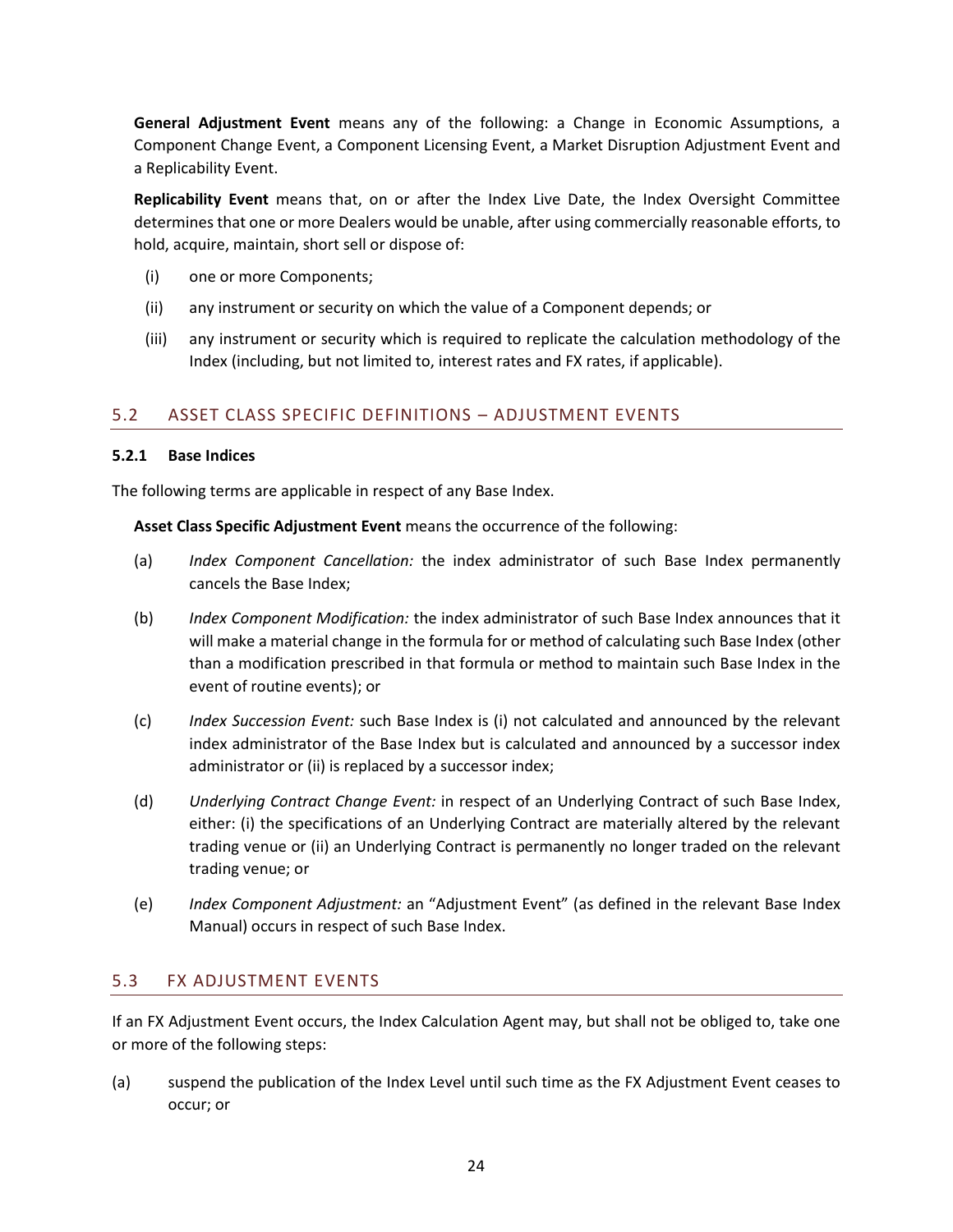**General Adjustment Event** means any of the following: a Change in Economic Assumptions, a Component Change Event, a Component Licensing Event, a Market Disruption Adjustment Event and a Replicability Event.

**Replicability Event** means that, on or after the Index Live Date, the Index Oversight Committee determines that one or more Dealers would be unable, after using commercially reasonable efforts, to hold, acquire, maintain, short sell or dispose of:

(i) one or more Components;

(ii) any instrument or security on which the value of a Component depends; or

(iii) any instrument or security which is required to replicate the calculation methodology of the Index (including, but not limited to, interest rates and FX rates, if applicable).

## 5.2 ASSET CLASS SPECIFIC DEFINITIONS – ADJUSTMENT EVENTS

### 5.2.1 Base Indices

The following terms are applicable in respect of any Base Index.

**Asset Class Specific Adjustment Event** means the occurrence of the following:

(a) *Index Component Cancellation:* the index administrator of such Base Index permanently cancels the Base Index;

(b) *Index Component Modification:* the index administrator of such Base Index announces that it will make a material change in the formula for or method of calculating such Base Index (other than a modification prescribed in that formula or method to maintain such Base Index in the event of routine events); or

(c) *Index Succession Event:* such Base Index is (i) not calculated and announced by the relevant index administrator of the Base Index but is calculated and announced by a successor index administrator or (ii) is replaced by a successor index;

(d) *Underlying Contract Change Event:* in respect of an Underlying Contract of such Base Index, either: (i) the specifications of an Underlying Contract are materially altered by the relevant trading venue or (ii) an Underlying Contract is permanently no longer traded on the relevant trading venue; or

(e) *Index Component Adjustment:* an "Adjustment Event" (as defined in the relevant Base Index Manual) occurs in respect of such Base Index.

## 5.3 FX ADJUSTMENT EVENTS

If an FX Adjustment Event occurs, the Index Calculation Agent may, but shall not be obliged to, take one or more of the following steps:

(a) suspend the publication of the Index Level until such time as the FX Adjustment Event ceases to occur; or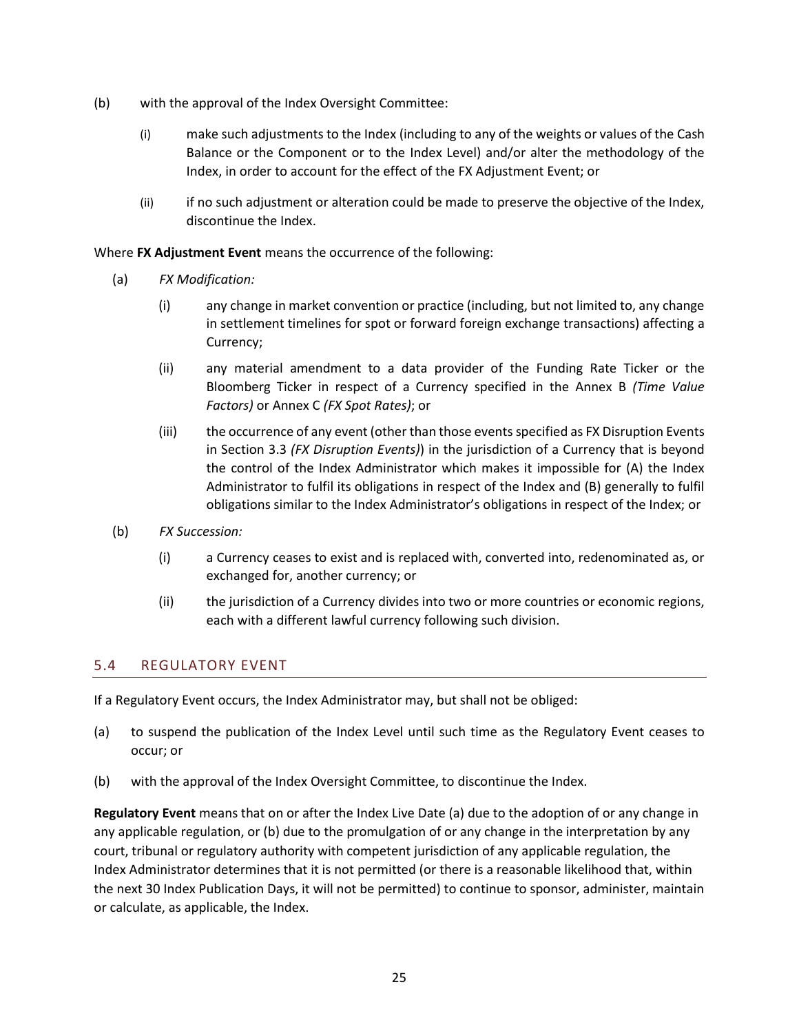(b) with the approval of the Index Oversight Committee:

   (i) make such adjustments to the Index (including to any of the weights or values of the Cash Balance or the Component or to the Index Level) and/or alter the methodology of the Index, in order to account for the effect of the FX Adjustment Event; or

   (ii) if no such adjustment or alteration could be made to preserve the objective of the Index, discontinue the Index.

Where **FX Adjustment Event** means the occurrence of the following:

(a) *FX Modification:*

   (i) any change in market convention or practice (including, but not limited to, any change in settlement timelines for spot or forward foreign exchange transactions) affecting a Currency;

   (ii) any material amendment to a data provider of the Funding Rate Ticker or the Bloomberg Ticker in respect of a Currency specified in the Annex B *(Time Value Factors)* or Annex C *(FX Spot Rates)*; or

   (iii) the occurrence of any event (other than those events specified as FX Disruption Events in Section 3.3 *(FX Disruption Events)*) in the jurisdiction of a Currency that is beyond the control of the Index Administrator which makes it impossible for (A) the Index Administrator to fulfil its obligations in respect of the Index and (B) generally to fulfil obligations similar to the Index Administrator's obligations in respect of the Index; or

(b) *FX Succession:*

   (i) a Currency ceases to exist and is replaced with, converted into, redenominated as, or exchanged for, another currency; or

   (ii) the jurisdiction of a Currency divides into two or more countries or economic regions, each with a different lawful currency following such division.

## 5.4 REGULATORY EVENT

If a Regulatory Event occurs, the Index Administrator may, but shall not be obliged:

(a) to suspend the publication of the Index Level until such time as the Regulatory Event ceases to occur; or

(b) with the approval of the Index Oversight Committee, to discontinue the Index.

**Regulatory Event** means that on or after the Index Live Date (a) due to the adoption of or any change in any applicable regulation, or (b) due to the promulgation of or any change in the interpretation by any court, tribunal or regulatory authority with competent jurisdiction of any applicable regulation, the Index Administrator determines that it is not permitted (or there is a reasonable likelihood that, within the next 30 Index Publication Days, it will not be permitted) to continue to sponsor, administer, maintain or calculate, as applicable, the Index.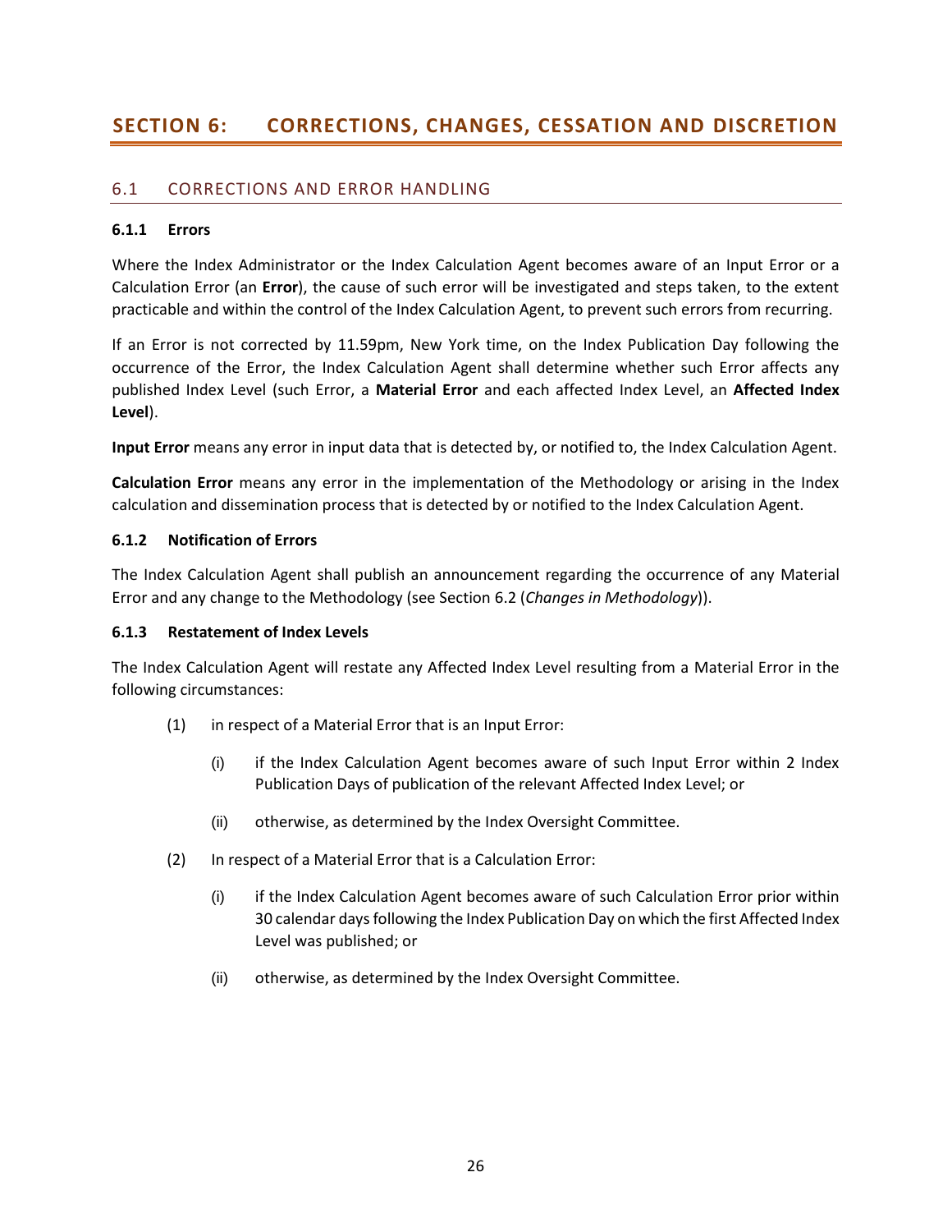# SECTION 6: CORRECTIONS, CHANGES, CESSATION AND DISCRETION

## 6.1 CORRECTIONS AND ERROR HANDLING

### 6.1.1 Errors

Where the Index Administrator or the Index Calculation Agent becomes aware of an Input Error or a Calculation Error (an **Error**), the cause of such error will be investigated and steps taken, to the extent practicable and within the control of the Index Calculation Agent, to prevent such errors from recurring.

If an Error is not corrected by 11.59pm, New York time, on the Index Publication Day following the occurrence of the Error, the Index Calculation Agent shall determine whether such Error affects any published Index Level (such Error, a **Material Error** and each affected Index Level, an **Affected Index Level**).

**Input Error** means any error in input data that is detected by, or notified to, the Index Calculation Agent.

**Calculation Error** means any error in the implementation of the Methodology or arising in the Index calculation and dissemination process that is detected by or notified to the Index Calculation Agent.

### 6.1.2 Notification of Errors

The Index Calculation Agent shall publish an announcement regarding the occurrence of any Material Error and any change to the Methodology (see Section 6.2 (*Changes in Methodology*)).

### 6.1.3 Restatement of Index Levels

The Index Calculation Agent will restate any Affected Index Level resulting from a Material Error in the following circumstances:

(1) in respect of a Material Error that is an Input Error:

  (i) if the Index Calculation Agent becomes aware of such Input Error within 2 Index Publication Days of publication of the relevant Affected Index Level; or

  (ii) otherwise, as determined by the Index Oversight Committee.

(2) In respect of a Material Error that is a Calculation Error:

  (i) if the Index Calculation Agent becomes aware of such Calculation Error prior within 30 calendar days following the Index Publication Day on which the first Affected Index Level was published; or

  (ii) otherwise, as determined by the Index Oversight Committee.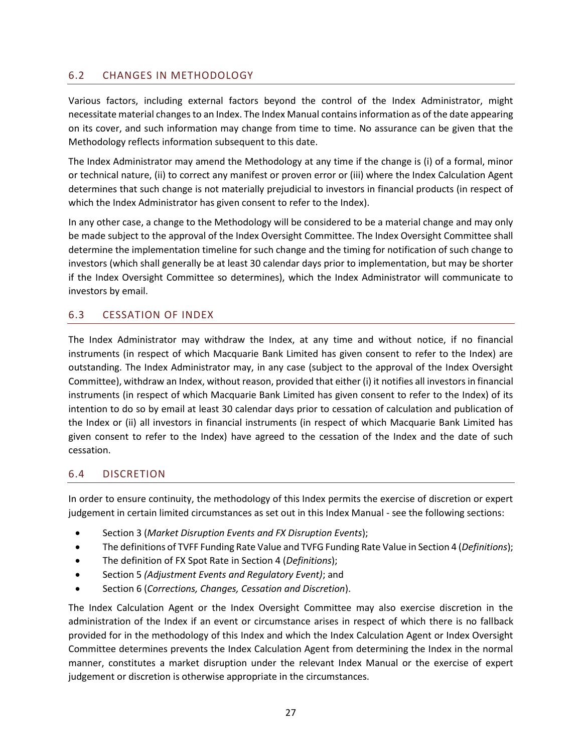## 6.2 CHANGES IN METHODOLOGY

Various factors, including external factors beyond the control of the Index Administrator, might necessitate material changes to an Index. The Index Manual contains information as of the date appearing on its cover, and such information may change from time to time. No assurance can be given that the Methodology reflects information subsequent to this date.

The Index Administrator may amend the Methodology at any time if the change is (i) of a formal, minor or technical nature, (ii) to correct any manifest or proven error or (iii) where the Index Calculation Agent determines that such change is not materially prejudicial to investors in financial products (in respect of which the Index Administrator has given consent to refer to the Index).

In any other case, a change to the Methodology will be considered to be a material change and may only be made subject to the approval of the Index Oversight Committee. The Index Oversight Committee shall determine the implementation timeline for such change and the timing for notification of such change to investors (which shall generally be at least 30 calendar days prior to implementation, but may be shorter if the Index Oversight Committee so determines), which the Index Administrator will communicate to investors by email.

## 6.3 CESSATION OF INDEX

The Index Administrator may withdraw the Index, at any time and without notice, if no financial instruments (in respect of which Macquarie Bank Limited has given consent to refer to the Index) are outstanding. The Index Administrator may, in any case (subject to the approval of the Index Oversight Committee), withdraw an Index, without reason, provided that either (i) it notifies all investors in financial instruments (in respect of which Macquarie Bank Limited has given consent to refer to the Index) of its intention to do so by email at least 30 calendar days prior to cessation of calculation and publication of the Index or (ii) all investors in financial instruments (in respect of which Macquarie Bank Limited has given consent to refer to the Index) have agreed to the cessation of the Index and the date of such cessation.

## 6.4 DISCRETION

In order to ensure continuity, the methodology of this Index permits the exercise of discretion or expert judgement in certain limited circumstances as set out in this Index Manual - see the following sections:

- Section 3 (*Market Disruption Events and FX Disruption Events*);
- The definitions of TVFF Funding Rate Value and TVFG Funding Rate Value in Section 4 (*Definitions*);
- The definition of FX Spot Rate in Section 4 (*Definitions*);
- Section 5 *(Adjustment Events and Regulatory Event)*; and
- Section 6 (*Corrections, Changes, Cessation and Discretion*).

The Index Calculation Agent or the Index Oversight Committee may also exercise discretion in the administration of the Index if an event or circumstance arises in respect of which there is no fallback provided for in the methodology of this Index and which the Index Calculation Agent or Index Oversight Committee determines prevents the Index Calculation Agent from determining the Index in the normal manner, constitutes a market disruption under the relevant Index Manual or the exercise of expert judgement or discretion is otherwise appropriate in the circumstances.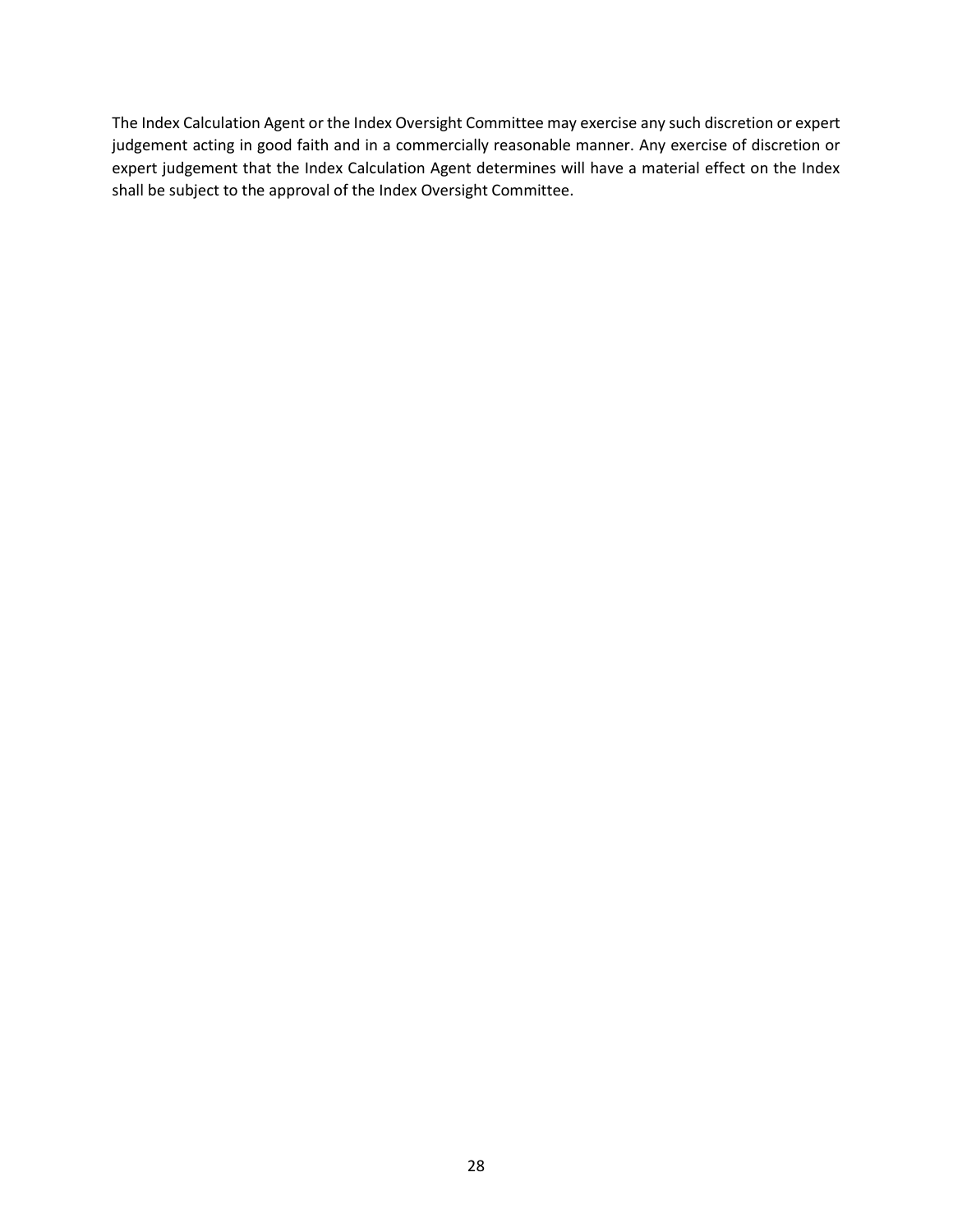The Index Calculation Agent or the Index Oversight Committee may exercise any such discretion or expert judgement acting in good faith and in a commercially reasonable manner. Any exercise of discretion or expert judgement that the Index Calculation Agent determines will have a material effect on the Index shall be subject to the approval of the Index Oversight Committee.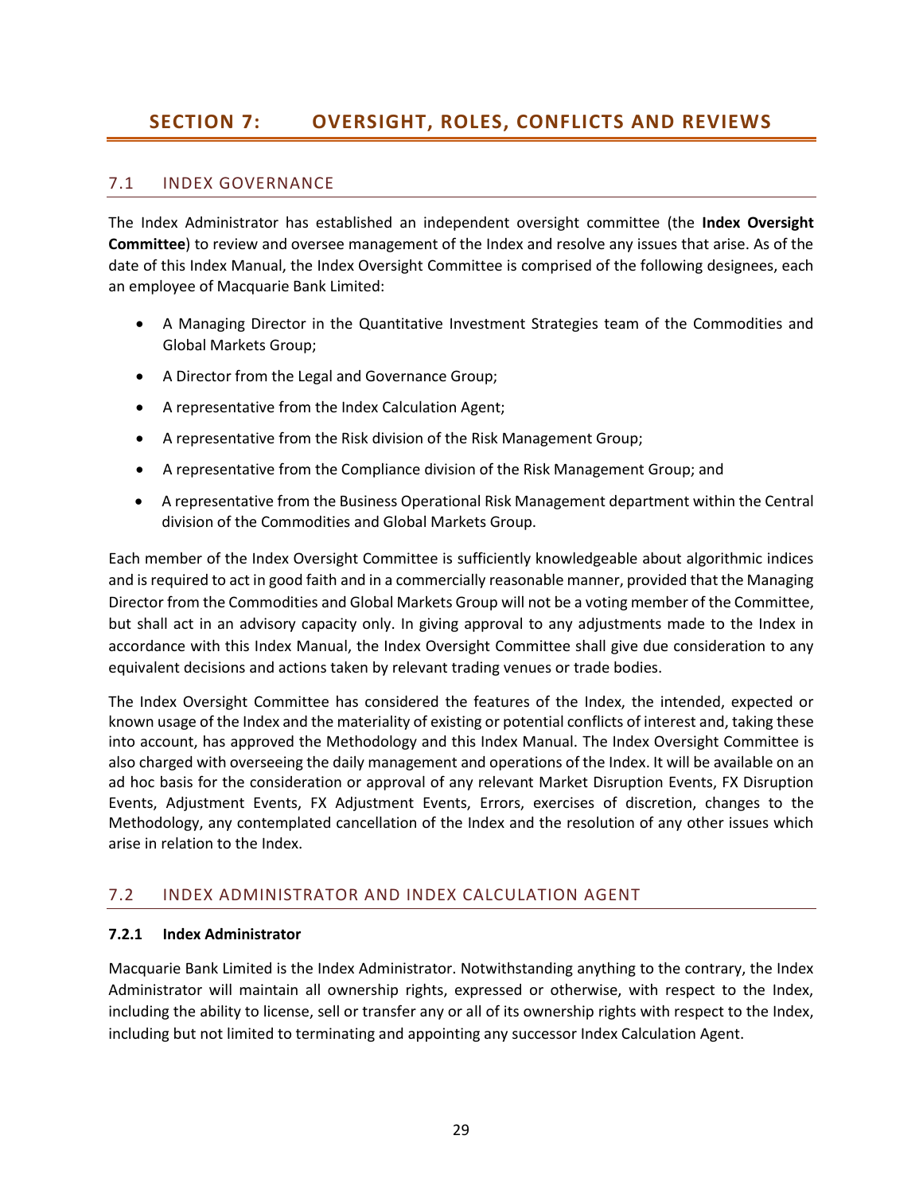# SECTION 7: OVERSIGHT, ROLES, CONFLICTS AND REVIEWS

## 7.1 INDEX GOVERNANCE

The Index Administrator has established an independent oversight committee (the **Index Oversight Committee**) to review and oversee management of the Index and resolve any issues that arise. As of the date of this Index Manual, the Index Oversight Committee is comprised of the following designees, each an employee of Macquarie Bank Limited:

- A Managing Director in the Quantitative Investment Strategies team of the Commodities and Global Markets Group;
- A Director from the Legal and Governance Group;
- A representative from the Index Calculation Agent;
- A representative from the Risk division of the Risk Management Group;
- A representative from the Compliance division of the Risk Management Group; and
- A representative from the Business Operational Risk Management department within the Central division of the Commodities and Global Markets Group.

Each member of the Index Oversight Committee is sufficiently knowledgeable about algorithmic indices and is required to act in good faith and in a commercially reasonable manner, provided that the Managing Director from the Commodities and Global Markets Group will not be a voting member of the Committee, but shall act in an advisory capacity only. In giving approval to any adjustments made to the Index in accordance with this Index Manual, the Index Oversight Committee shall give due consideration to any equivalent decisions and actions taken by relevant trading venues or trade bodies.

The Index Oversight Committee has considered the features of the Index, the intended, expected or known usage of the Index and the materiality of existing or potential conflicts of interest and, taking these into account, has approved the Methodology and this Index Manual. The Index Oversight Committee is also charged with overseeing the daily management and operations of the Index. It will be available on an ad hoc basis for the consideration or approval of any relevant Market Disruption Events, FX Disruption Events, Adjustment Events, FX Adjustment Events, Errors, exercises of discretion, changes to the Methodology, any contemplated cancellation of the Index and the resolution of any other issues which arise in relation to the Index.

## 7.2 INDEX ADMINISTRATOR AND INDEX CALCULATION AGENT

### 7.2.1 Index Administrator

Macquarie Bank Limited is the Index Administrator. Notwithstanding anything to the contrary, the Index Administrator will maintain all ownership rights, expressed or otherwise, with respect to the Index, including the ability to license, sell or transfer any or all of its ownership rights with respect to the Index, including but not limited to terminating and appointing any successor Index Calculation Agent.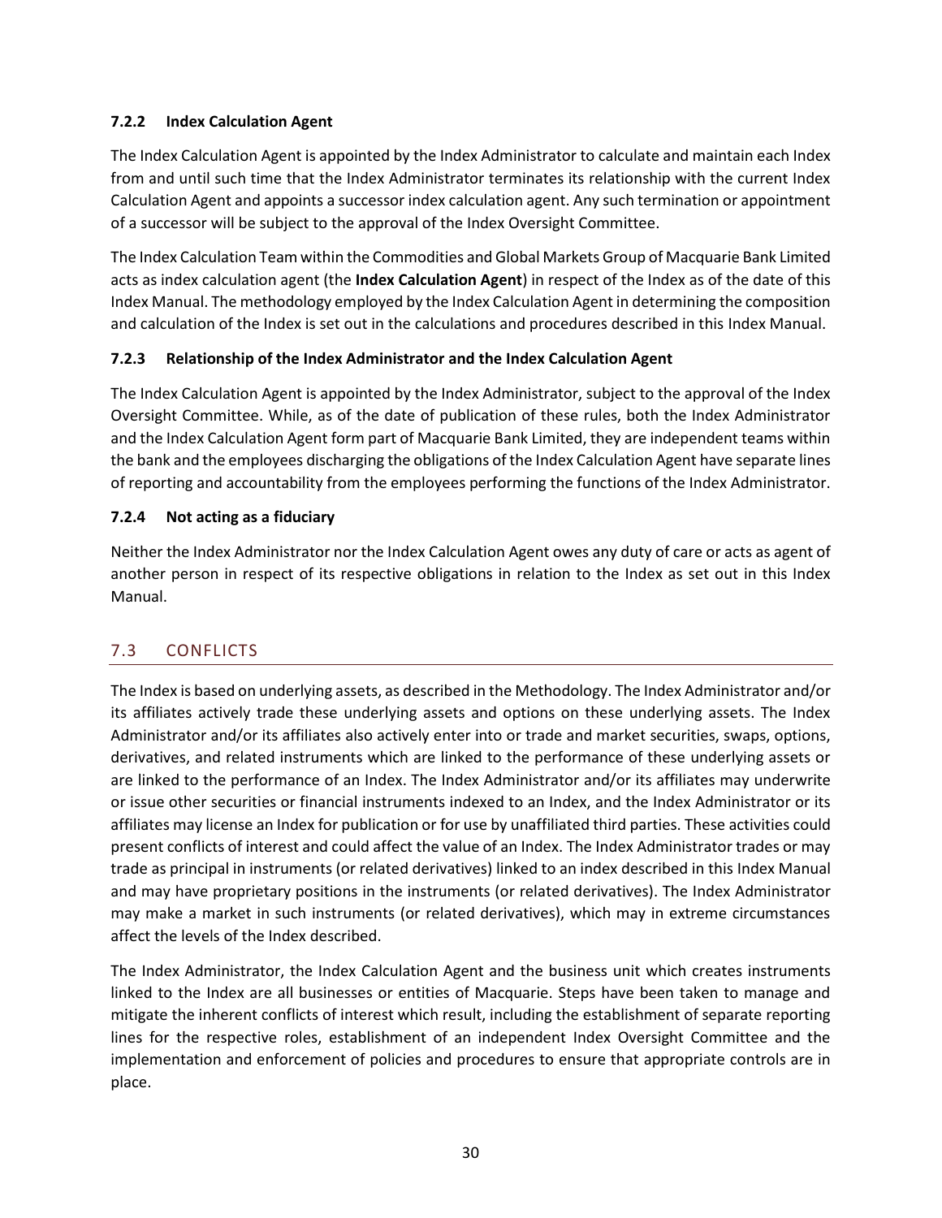#### 7.2.2 Index Calculation Agent

The Index Calculation Agent is appointed by the Index Administrator to calculate and maintain each Index from and until such time that the Index Administrator terminates its relationship with the current Index Calculation Agent and appoints a successor index calculation agent. Any such termination or appointment of a successor will be subject to the approval of the Index Oversight Committee.

The Index Calculation Team within the Commodities and Global Markets Group of Macquarie Bank Limited acts as index calculation agent (the **Index Calculation Agent**) in respect of the Index as of the date of this Index Manual. The methodology employed by the Index Calculation Agent in determining the composition and calculation of the Index is set out in the calculations and procedures described in this Index Manual.

#### 7.2.3 Relationship of the Index Administrator and the Index Calculation Agent

The Index Calculation Agent is appointed by the Index Administrator, subject to the approval of the Index Oversight Committee. While, as of the date of publication of these rules, both the Index Administrator and the Index Calculation Agent form part of Macquarie Bank Limited, they are independent teams within the bank and the employees discharging the obligations of the Index Calculation Agent have separate lines of reporting and accountability from the employees performing the functions of the Index Administrator.

#### 7.2.4 Not acting as a fiduciary

Neither the Index Administrator nor the Index Calculation Agent owes any duty of care or acts as agent of another person in respect of its respective obligations in relation to the Index as set out in this Index Manual.

## 7.3 CONFLICTS

The Index is based on underlying assets, as described in the Methodology. The Index Administrator and/or its affiliates actively trade these underlying assets and options on these underlying assets. The Index Administrator and/or its affiliates also actively enter into or trade and market securities, swaps, options, derivatives, and related instruments which are linked to the performance of these underlying assets or are linked to the performance of an Index. The Index Administrator and/or its affiliates may underwrite or issue other securities or financial instruments indexed to an Index, and the Index Administrator or its affiliates may license an Index for publication or for use by unaffiliated third parties. These activities could present conflicts of interest and could affect the value of an Index. The Index Administrator trades or may trade as principal in instruments (or related derivatives) linked to an index described in this Index Manual and may have proprietary positions in the instruments (or related derivatives). The Index Administrator may make a market in such instruments (or related derivatives), which may in extreme circumstances affect the levels of the Index described.

The Index Administrator, the Index Calculation Agent and the business unit which creates instruments linked to the Index are all businesses or entities of Macquarie. Steps have been taken to manage and mitigate the inherent conflicts of interest which result, including the establishment of separate reporting lines for the respective roles, establishment of an independent Index Oversight Committee and the implementation and enforcement of policies and procedures to ensure that appropriate controls are in place.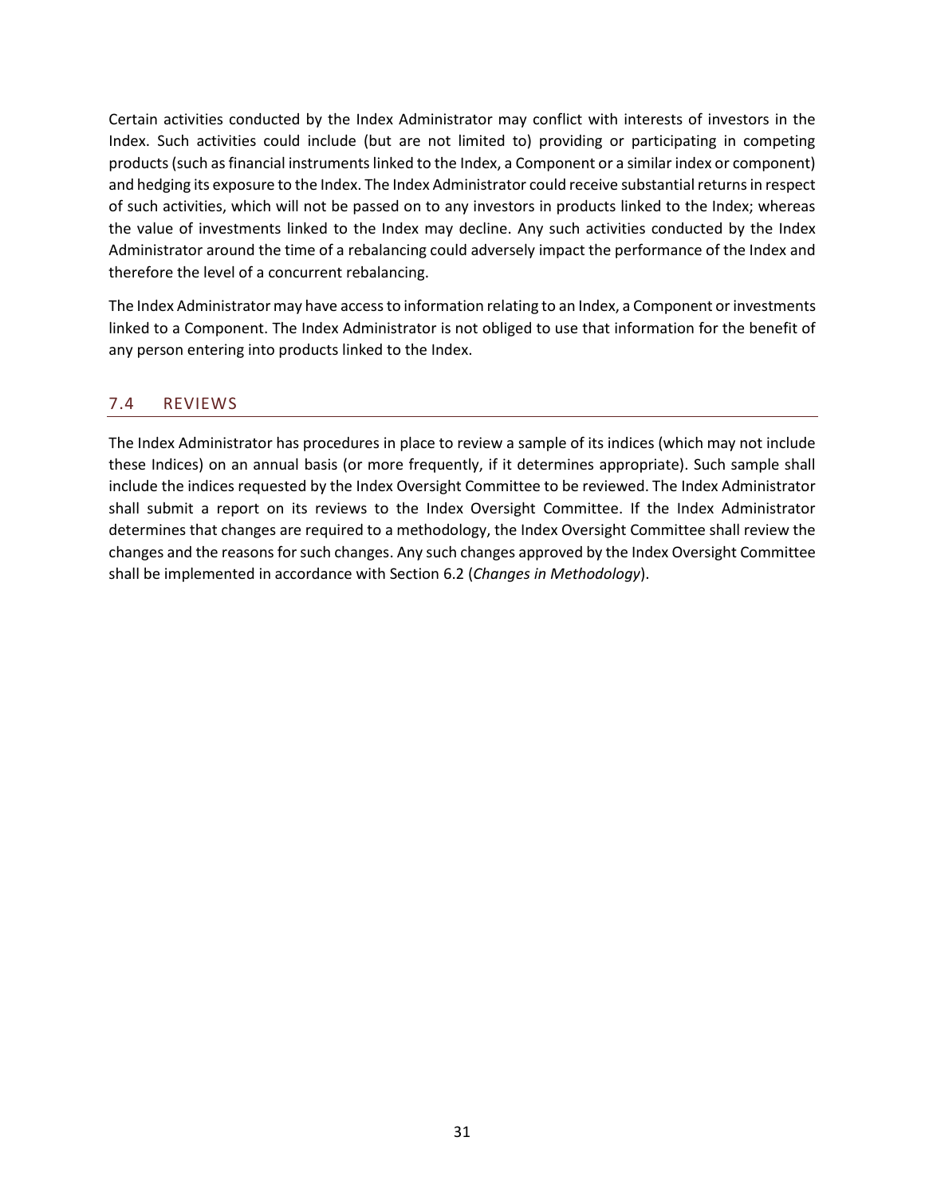Certain activities conducted by the Index Administrator may conflict with interests of investors in the Index. Such activities could include (but are not limited to) providing or participating in competing products (such as financial instruments linked to the Index, a Component or a similar index or component) and hedging its exposure to the Index. The Index Administrator could receive substantial returns in respect of such activities, which will not be passed on to any investors in products linked to the Index; whereas the value of investments linked to the Index may decline. Any such activities conducted by the Index Administrator around the time of a rebalancing could adversely impact the performance of the Index and therefore the level of a concurrent rebalancing.

The Index Administrator may have access to information relating to an Index, a Component or investments linked to a Component. The Index Administrator is not obliged to use that information for the benefit of any person entering into products linked to the Index.

## 7.4 REVIEWS

The Index Administrator has procedures in place to review a sample of its indices (which may not include these Indices) on an annual basis (or more frequently, if it determines appropriate). Such sample shall include the indices requested by the Index Oversight Committee to be reviewed. The Index Administrator shall submit a report on its reviews to the Index Oversight Committee. If the Index Administrator determines that changes are required to a methodology, the Index Oversight Committee shall review the changes and the reasons for such changes. Any such changes approved by the Index Oversight Committee shall be implemented in accordance with Section 6.2 (*Changes in Methodology*).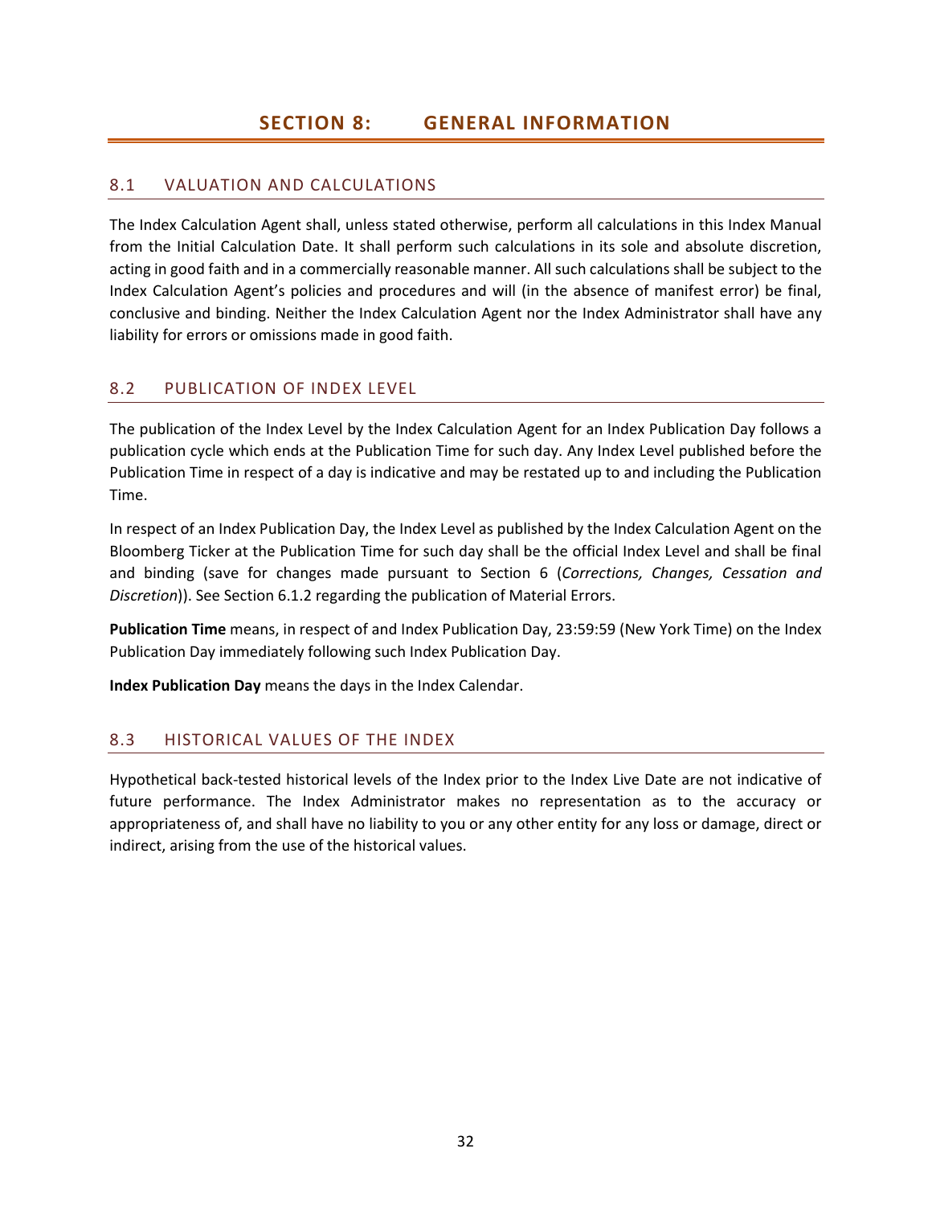# SECTION 8: GENERAL INFORMATION

## 8.1 VALUATION AND CALCULATIONS

The Index Calculation Agent shall, unless stated otherwise, perform all calculations in this Index Manual from the Initial Calculation Date. It shall perform such calculations in its sole and absolute discretion, acting in good faith and in a commercially reasonable manner. All such calculations shall be subject to the Index Calculation Agent's policies and procedures and will (in the absence of manifest error) be final, conclusive and binding. Neither the Index Calculation Agent nor the Index Administrator shall have any liability for errors or omissions made in good faith.

## 8.2 PUBLICATION OF INDEX LEVEL

The publication of the Index Level by the Index Calculation Agent for an Index Publication Day follows a publication cycle which ends at the Publication Time for such day. Any Index Level published before the Publication Time in respect of a day is indicative and may be restated up to and including the Publication Time.

In respect of an Index Publication Day, the Index Level as published by the Index Calculation Agent on the Bloomberg Ticker at the Publication Time for such day shall be the official Index Level and shall be final and binding (save for changes made pursuant to Section 6 (*Corrections, Changes, Cessation and Discretion*)). See Section 6.1.2 regarding the publication of Material Errors.

**Publication Time** means, in respect of and Index Publication Day, 23:59:59 (New York Time) on the Index Publication Day immediately following such Index Publication Day.

**Index Publication Day** means the days in the Index Calendar.

## 8.3 HISTORICAL VALUES OF THE INDEX

Hypothetical back-tested historical levels of the Index prior to the Index Live Date are not indicative of future performance. The Index Administrator makes no representation as to the accuracy or appropriateness of, and shall have no liability to you or any other entity for any loss or damage, direct or indirect, arising from the use of the historical values.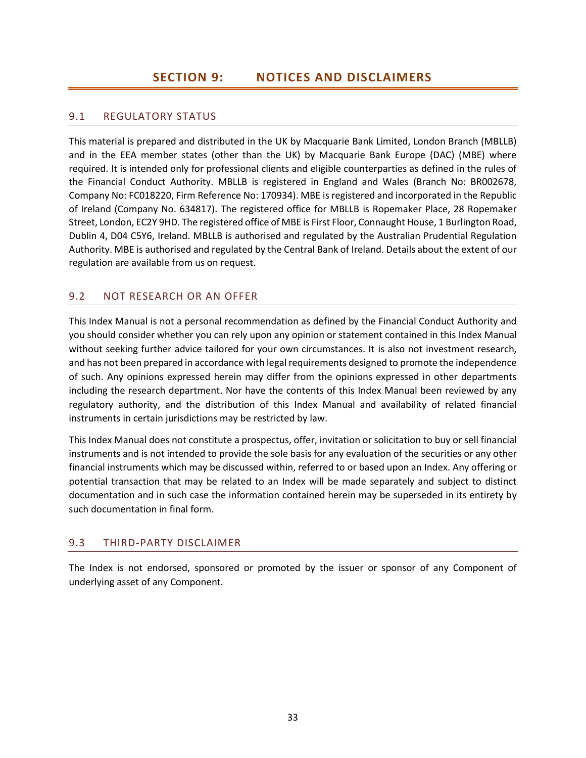# SECTION 9: NOTICES AND DISCLAIMERS

## 9.1 REGULATORY STATUS

This material is prepared and distributed in the UK by Macquarie Bank Limited, London Branch (MBLLB) and in the EEA member states (other than the UK) by Macquarie Bank Europe (DAC) (MBE) where required. It is intended only for professional clients and eligible counterparties as defined in the rules of the Financial Conduct Authority. MBLLB is registered in England and Wales (Branch No: BR002678, Company No: FC018220, Firm Reference No: 170934). MBE is registered and incorporated in the Republic of Ireland (Company No. 634817). The registered office for MBLLB is Ropemaker Place, 28 Ropemaker Street, London, EC2Y 9HD. The registered office of MBE is First Floor, Connaught House, 1 Burlington Road, Dublin 4, D04 C5Y6, Ireland. MBLLB is authorised and regulated by the Australian Prudential Regulation Authority. MBE is authorised and regulated by the Central Bank of Ireland. Details about the extent of our regulation are available from us on request.

## 9.2 NOT RESEARCH OR AN OFFER

This Index Manual is not a personal recommendation as defined by the Financial Conduct Authority and you should consider whether you can rely upon any opinion or statement contained in this Index Manual without seeking further advice tailored for your own circumstances. It is also not investment research, and has not been prepared in accordance with legal requirements designed to promote the independence of such. Any opinions expressed herein may differ from the opinions expressed in other departments including the research department. Nor have the contents of this Index Manual been reviewed by any regulatory authority, and the distribution of this Index Manual and availability of related financial instruments in certain jurisdictions may be restricted by law.

This Index Manual does not constitute a prospectus, offer, invitation or solicitation to buy or sell financial instruments and is not intended to provide the sole basis for any evaluation of the securities or any other financial instruments which may be discussed within, referred to or based upon an Index. Any offering or potential transaction that may be related to an Index will be made separately and subject to distinct documentation and in such case the information contained herein may be superseded in its entirety by such documentation in final form.

## 9.3 THIRD-PARTY DISCLAIMER

The Index is not endorsed, sponsored or promoted by the issuer or sponsor of any Component of underlying asset of any Component.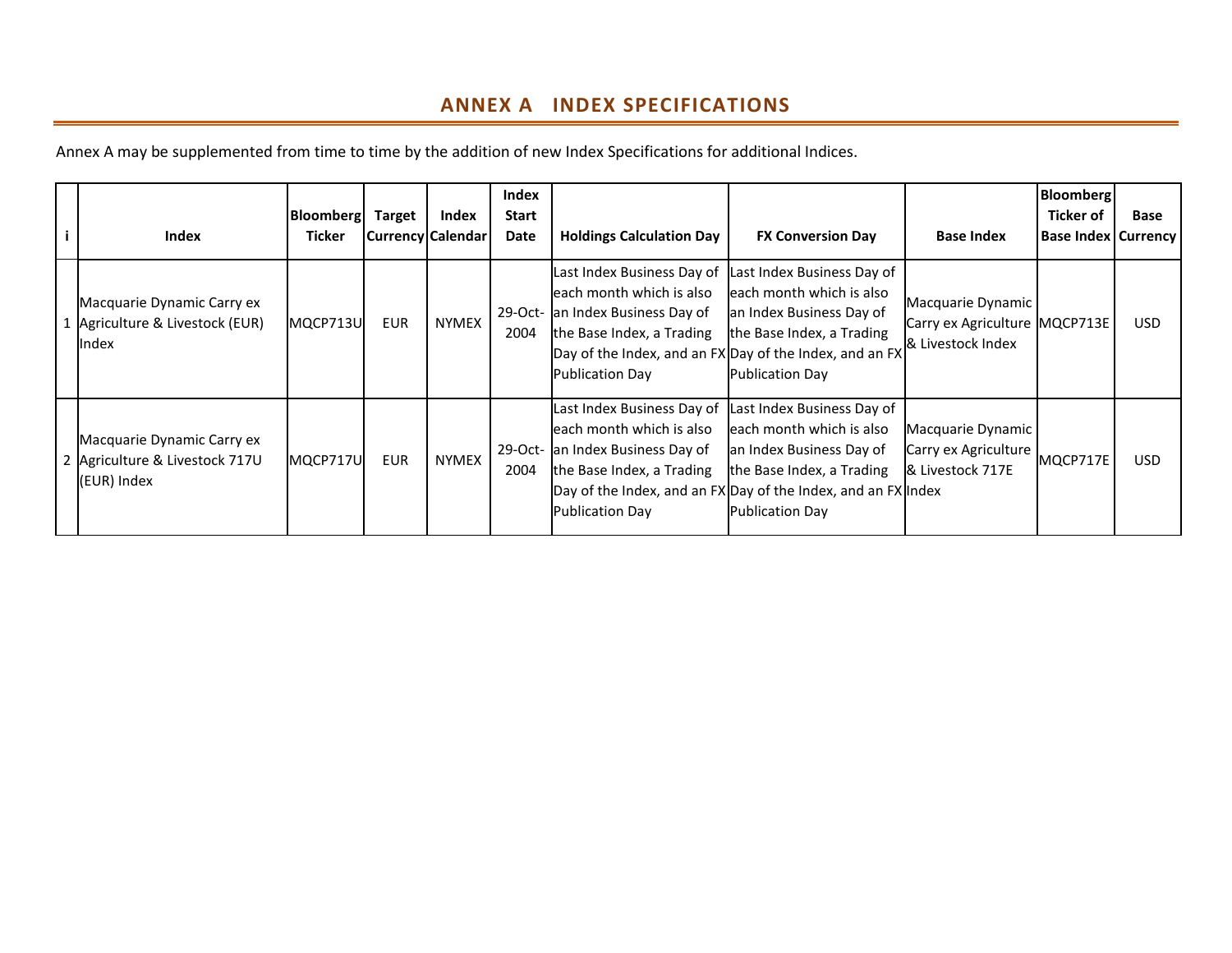# ANNEX A INDEX SPECIFICATIONS

Annex A may be supplemented from time to time by the addition of new Index Specifications for additional Indices.

| i | Index | Bloomberg Ticker | Target Currency | Index Calendar | Index Start Date | Holdings Calculation Day | FX Conversion Day | Base Index | Bloomberg Ticker of Base Index | Base Currency |
|---|---|---|---|---|---|---|---|---|---|---|
| 1 | Macquarie Dynamic Carry ex Agriculture & Livestock (EUR) Index | MQCP713U | EUR | NYMEX | 29-Oct-2004 | Last Index Business Day of each month which is also an Index Business Day of the Base Index, a Trading Day of the Index, and an FX Publication Day | Last Index Business Day of each month which is also an Index Business Day of the Base Index, a Trading Day of the Index, and an FX Publication Day | Macquarie Dynamic Carry ex Agriculture & Livestock Index | MQCP713E | USD |
| 2 | Macquarie Dynamic Carry ex Agriculture & Livestock 717U (EUR) Index | MQCP717U | EUR | NYMEX | 29-Oct-2004 | Last Index Business Day of each month which is also an Index Business Day of the Base Index, a Trading Day of the Index, and an FX Publication Day | Last Index Business Day of each month which is also an Index Business Day of the Base Index, a Trading Day of the Index, and an FX Publication Day | Macquarie Dynamic Carry ex Agriculture & Livestock 717E Index | MQCP717E | USD |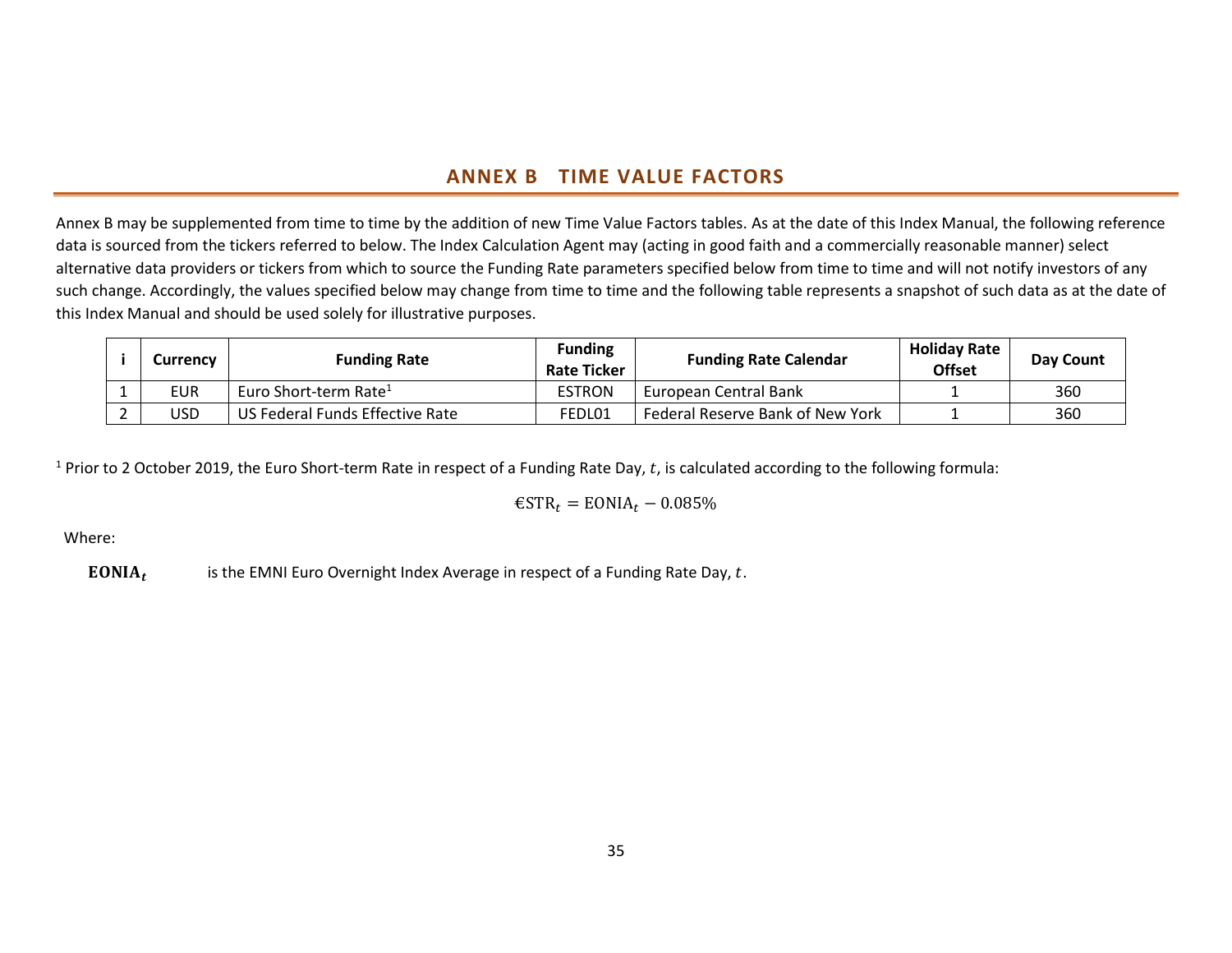## ANNEX B TIME VALUE FACTORS

Annex B may be supplemented from time to time by the addition of new Time Value Factors tables. As at the date of this Index Manual, the following reference data is sourced from the tickers referred to below. The Index Calculation Agent may (acting in good faith and a commercially reasonable manner) select alternative data providers or tickers from which to source the Funding Rate parameters specified below from time to time and will not notify investors of any such change. Accordingly, the values specified below may change from time to time and the following table represents a snapshot of such data as at the date of this Index Manual and should be used solely for illustrative purposes.

| i | Currency | Funding Rate | Funding Rate Ticker | Funding Rate Calendar | Holiday Rate Offset | Day Count |
|---|---|---|---|---|---|---|
| 1 | EUR | Euro Short-term Rate[1] | ESTRON | European Central Bank | 1 | 360 |
| 2 | USD | US Federal Funds Effective Rate | FEDL01 | Federal Reserve Bank of New York | 1 | 360 |

[1] Prior to 2 October 2019, the Euro Short-term Rate in respect of a Funding Rate Day, $t$, is calculated according to the following formula:

$$€\text{STR}_t = \text{EONIA}_t - 0.085\%$$

Where:

$\mathbf{EONIA}_t$ is the EMNI Euro Overnight Index Average in respect of a Funding Rate Day, $t$.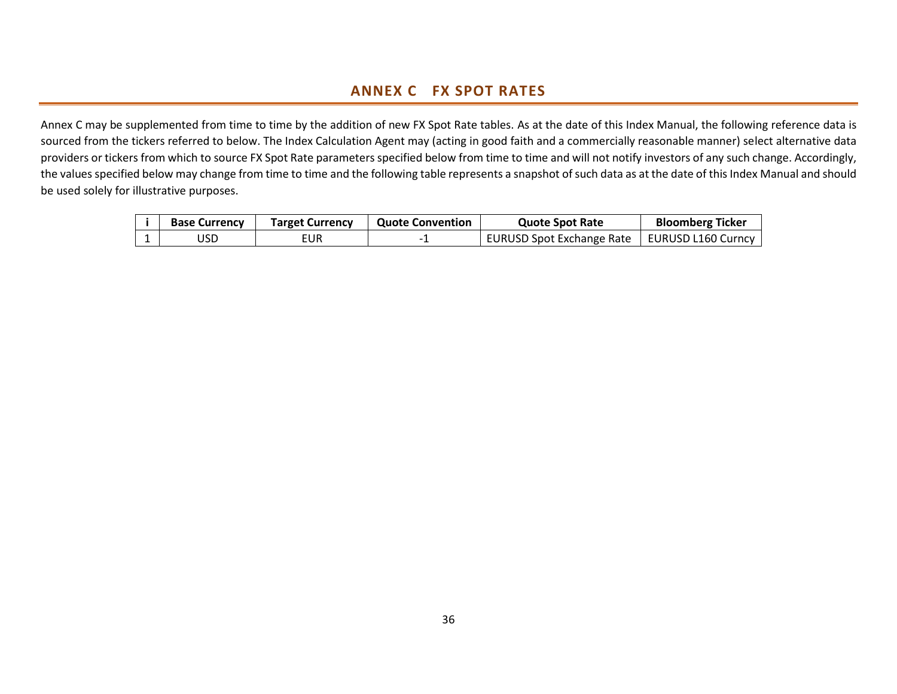# ANNEX C FX SPOT RATES

Annex C may be supplemented from time to time by the addition of new FX Spot Rate tables. As at the date of this Index Manual, the following reference data is sourced from the tickers referred to below. The Index Calculation Agent may (acting in good faith and a commercially reasonable manner) select alternative data providers or tickers from which to source FX Spot Rate parameters specified below from time to time and will not notify investors of any such change. Accordingly, the values specified below may change from time to time and the following table represents a snapshot of such data as at the date of this Index Manual and should be used solely for illustrative purposes.

| i | Base Currency | Target Currency | Quote Convention | Quote Spot Rate | Bloomberg Ticker |
|---|---|---|---|---|---|
| 1 | USD | EUR | -1 | EURUSD Spot Exchange Rate | EURUSD L160 Curncy |